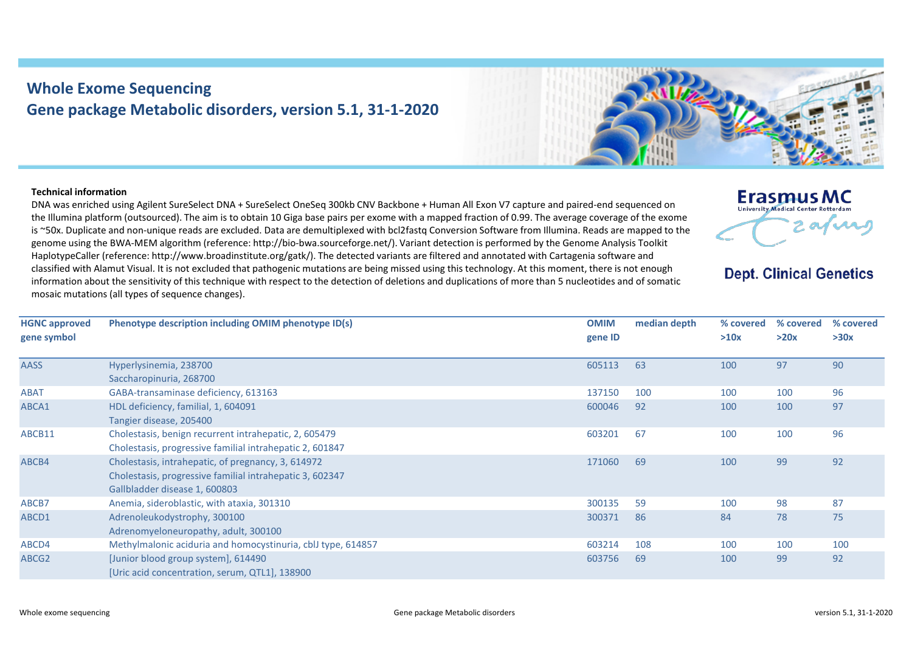# Whole Exome Sequencing
## Gene package Metabolic disorders, version 5.1, 31-1-2020

Erasmus MC
University Medical Center Rotterdam

**Dept. Clinical Genetics**

**Technical information**

DNA was enriched using Agilent SureSelect DNA + SureSelect OneSeq 300kb CNV Backbone + Human All Exon V7 capture and paired-end sequenced on the Illumina platform (outsourced). The aim is to obtain 10 Giga base pairs per exome with a mapped fraction of 0.99. The average coverage of the exome is ~50x. Duplicate and non-unique reads are excluded. Data are demultiplexed with bcl2fastq Conversion Software from Illumina. Reads are mapped to the genome using the BWA-MEM algorithm (reference: http://bio-bwa.sourceforge.net/). Variant detection is performed by the Genome Analysis Toolkit HaplotypeCaller (reference: http://www.broadinstitute.org/gatk/). The detected variants are filtered and annotated with Cartagenia software and classified with Alamut Visual. It is not excluded that pathogenic mutations are being missed using this technology. At this moment, there is not enough information about the sensitivity of this technique with respect to the detection of deletions and duplications of more than 5 nucleotides and of somatic mosaic mutations (all types of sequence changes).

| HGNC approved gene symbol | Phenotype description including OMIM phenotype ID(s) | OMIM gene ID | median depth | % covered >10x | % covered >20x | % covered >30x |
|---|---|---|---|---|---|---|
| AASS | Hyperlysinemia, 238700<br>Saccharopinuria, 268700 | 605113 | 63 | 100 | 97 | 90 |
| ABAT | GABA-transaminase deficiency, 613163 | 137150 | 100 | 100 | 100 | 96 |
| ABCA1 | HDL deficiency, familial, 1, 604091<br>Tangier disease, 205400 | 600046 | 92 | 100 | 100 | 97 |
| ABCB11 | Cholestasis, benign recurrent intrahepatic, 2, 605479<br>Cholestasis, progressive familial intrahepatic 2, 601847 | 603201 | 67 | 100 | 100 | 96 |
| ABCB4 | Cholestasis, intrahepatic, of pregnancy, 3, 614972<br>Cholestasis, progressive familial intrahepatic 3, 602347<br>Gallbladder disease 1, 600803 | 171060 | 69 | 100 | 99 | 92 |
| ABCB7 | Anemia, sideroblastic, with ataxia, 301310 | 300135 | 59 | 100 | 98 | 87 |
| ABCD1 | Adrenoleukodystrophy, 300100<br>Adrenomyeloneuropathy, adult, 300100 | 300371 | 86 | 84 | 78 | 75 |
| ABCD4 | Methylmalonic aciduria and homocystinuria, cblJ type, 614857 | 603214 | 108 | 100 | 100 | 100 |
| ABCG2 | [Junior blood group system], 614490<br>[Uric acid concentration, serum, QTL1], 138900 | 603756 | 69 | 100 | 99 | 92 |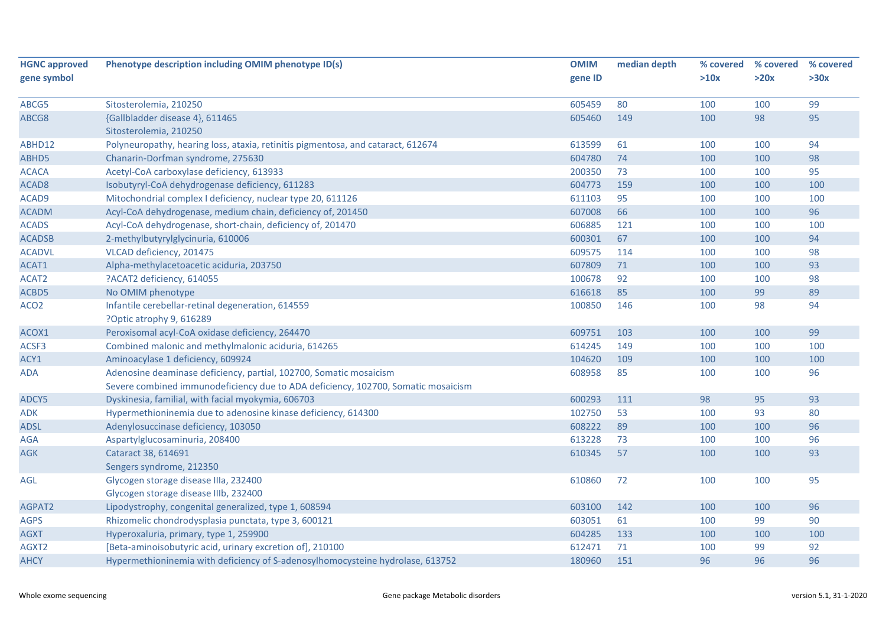| HGNC approved gene symbol | Phenotype description including OMIM phenotype ID(s) | OMIM gene ID | median depth | % covered >10x | % covered >20x | % covered >30x |
|---|---|---|---|---|---|---|
| ABCG5 | Sitosterolemia, 210250 | 605459 | 80 | 100 | 100 | 99 |
| ABCG8 | {Gallbladder disease 4}, 611465<br>Sitosterolemia, 210250 | 605460 | 149 | 100 | 98 | 95 |
| ABHD12 | Polyneuropathy, hearing loss, ataxia, retinitis pigmentosa, and cataract, 612674 | 613599 | 61 | 100 | 100 | 94 |
| ABHD5 | Chanarin-Dorfman syndrome, 275630 | 604780 | 74 | 100 | 100 | 98 |
| ACACA | Acetyl-CoA carboxylase deficiency, 613933 | 200350 | 73 | 100 | 100 | 95 |
| ACAD8 | Isobutyryl-CoA dehydrogenase deficiency, 611283 | 604773 | 159 | 100 | 100 | 100 |
| ACAD9 | Mitochondrial complex I deficiency, nuclear type 20, 611126 | 611103 | 95 | 100 | 100 | 100 |
| ACADM | Acyl-CoA dehydrogenase, medium chain, deficiency of, 201450 | 607008 | 66 | 100 | 100 | 96 |
| ACADS | Acyl-CoA dehydrogenase, short-chain, deficiency of, 201470 | 606885 | 121 | 100 | 100 | 100 |
| ACADSB | 2-methylbutyrylglycinuria, 610006 | 600301 | 67 | 100 | 100 | 94 |
| ACADVL | VLCAD deficiency, 201475 | 609575 | 114 | 100 | 100 | 98 |
| ACAT1 | Alpha-methylacetoacetic aciduria, 203750 | 607809 | 71 | 100 | 100 | 93 |
| ACAT2 | ?ACAT2 deficiency, 614055 | 100678 | 92 | 100 | 100 | 98 |
| ACBD5 | No OMIM phenotype | 616618 | 85 | 100 | 99 | 89 |
| ACO2 | Infantile cerebellar-retinal degeneration, 614559<br>?Optic atrophy 9, 616289 | 100850 | 146 | 100 | 98 | 94 |
| ACOX1 | Peroxisomal acyl-CoA oxidase deficiency, 264470 | 609751 | 103 | 100 | 100 | 99 |
| ACSF3 | Combined malonic and methylmalonic aciduria, 614265 | 614245 | 149 | 100 | 100 | 100 |
| ACY1 | Aminoacylase 1 deficiency, 609924 | 104620 | 109 | 100 | 100 | 100 |
| ADA | Adenosine deaminase deficiency, partial, 102700, Somatic mosaicism<br>Severe combined immunodeficiency due to ADA deficiency, 102700, Somatic mosaicism | 608958 | 85 | 100 | 100 | 96 |
| ADCY5 | Dyskinesia, familial, with facial myokymia, 606703 | 600293 | 111 | 98 | 95 | 93 |
| ADK | Hypermethioninemia due to adenosine kinase deficiency, 614300 | 102750 | 53 | 100 | 93 | 80 |
| ADSL | Adenylosuccinase deficiency, 103050 | 608222 | 89 | 100 | 100 | 96 |
| AGA | Aspartylglucosaminuria, 208400 | 613228 | 73 | 100 | 100 | 96 |
| AGK | Cataract 38, 614691<br>Sengers syndrome, 212350 | 610345 | 57 | 100 | 100 | 93 |
| AGL | Glycogen storage disease IIIa, 232400<br>Glycogen storage disease IIIb, 232400 | 610860 | 72 | 100 | 100 | 95 |
| AGPAT2 | Lipodystrophy, congenital generalized, type 1, 608594 | 603100 | 142 | 100 | 100 | 96 |
| AGPS | Rhizomelic chondrodysplasia punctata, type 3, 600121 | 603051 | 61 | 100 | 99 | 90 |
| AGXT | Hyperoxaluria, primary, type 1, 259900 | 604285 | 133 | 100 | 100 | 100 |
| AGXT2 | [Beta-aminoisobutyric acid, urinary excretion of], 210100 | 612471 | 71 | 100 | 99 | 92 |
| AHCY | Hypermethioninemia with deficiency of S-adenosylhomocysteine hydrolase, 613752 | 180960 | 151 | 96 | 96 | 96 |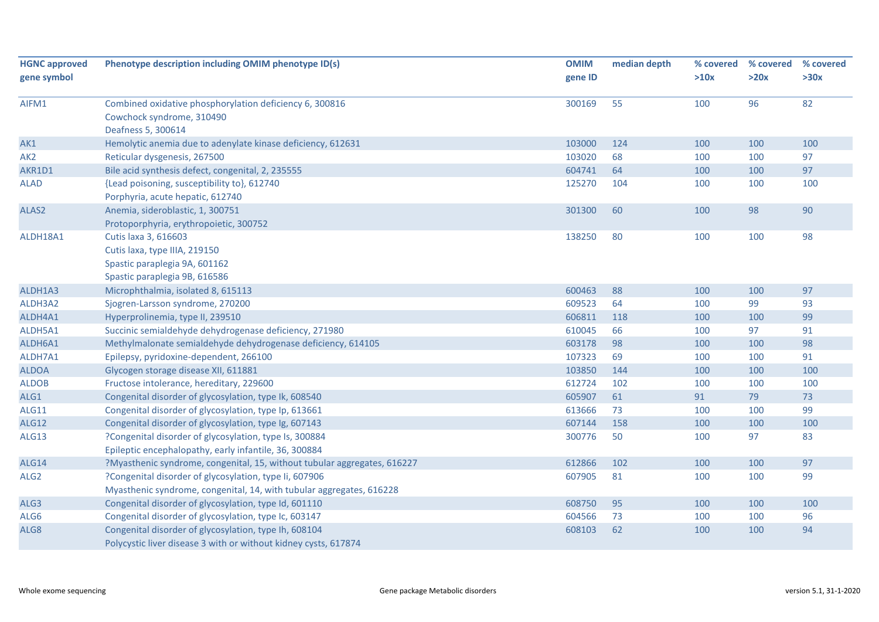| HGNC approved gene symbol | Phenotype description including OMIM phenotype ID(s) | OMIM gene ID | median depth | % covered >10x | % covered >20x | % covered >30x |
|---|---|---|---|---|---|---|
| AIFM1 | Combined oxidative phosphorylation deficiency 6, 300816<br>Cowchock syndrome, 310490<br>Deafness 5, 300614 | 300169 | 55 | 100 | 96 | 82 |
| AK1 | Hemolytic anemia due to adenylate kinase deficiency, 612631 | 103000 | 124 | 100 | 100 | 100 |
| AK2 | Reticular dysgenesis, 267500 | 103020 | 68 | 100 | 100 | 97 |
| AKR1D1 | Bile acid synthesis defect, congenital, 2, 235555 | 604741 | 64 | 100 | 100 | 97 |
| ALAD | {Lead poisoning, susceptibility to}, 612740<br>Porphyria, acute hepatic, 612740 | 125270 | 104 | 100 | 100 | 100 |
| ALAS2 | Anemia, sideroblastic, 1, 300751<br>Protoporphyria, erythropoietic, 300752 | 301300 | 60 | 100 | 98 | 90 |
| ALDH18A1 | Cutis laxa 3, 616603<br>Cutis laxa, type IIIA, 219150<br>Spastic paraplegia 9A, 601162<br>Spastic paraplegia 9B, 616586 | 138250 | 80 | 100 | 100 | 98 |
| ALDH1A3 | Microphthalmia, isolated 8, 615113 | 600463 | 88 | 100 | 100 | 97 |
| ALDH3A2 | Sjogren-Larsson syndrome, 270200 | 609523 | 64 | 100 | 99 | 93 |
| ALDH4A1 | Hyperprolinemia, type II, 239510 | 606811 | 118 | 100 | 100 | 99 |
| ALDH5A1 | Succinic semialdehyde dehydrogenase deficiency, 271980 | 610045 | 66 | 100 | 97 | 91 |
| ALDH6A1 | Methylmalonate semialdehyde dehydrogenase deficiency, 614105 | 603178 | 98 | 100 | 100 | 98 |
| ALDH7A1 | Epilepsy, pyridoxine-dependent, 266100 | 107323 | 69 | 100 | 100 | 91 |
| ALDOA | Glycogen storage disease XII, 611881 | 103850 | 144 | 100 | 100 | 100 |
| ALDOB | Fructose intolerance, hereditary, 229600 | 612724 | 102 | 100 | 100 | 100 |
| ALG1 | Congenital disorder of glycosylation, type Ik, 608540 | 605907 | 61 | 91 | 79 | 73 |
| ALG11 | Congenital disorder of glycosylation, type Ip, 613661 | 613666 | 73 | 100 | 100 | 99 |
| ALG12 | Congenital disorder of glycosylation, type Ig, 607143 | 607144 | 158 | 100 | 100 | 100 |
| ALG13 | ?Congenital disorder of glycosylation, type Is, 300884<br>Epileptic encephalopathy, early infantile, 36, 300884 | 300776 | 50 | 100 | 97 | 83 |
| ALG14 | ?Myasthenic syndrome, congenital, 15, without tubular aggregates, 616227 | 612866 | 102 | 100 | 100 | 97 |
| ALG2 | ?Congenital disorder of glycosylation, type Ii, 607906<br>Myasthenic syndrome, congenital, 14, with tubular aggregates, 616228 | 607905 | 81 | 100 | 100 | 99 |
| ALG3 | Congenital disorder of glycosylation, type Id, 601110 | 608750 | 95 | 100 | 100 | 100 |
| ALG6 | Congenital disorder of glycosylation, type Ic, 603147 | 604566 | 73 | 100 | 100 | 96 |
| ALG8 | Congenital disorder of glycosylation, type Ih, 608104<br>Polycystic liver disease 3 with or without kidney cysts, 617874 | 608103 | 62 | 100 | 100 | 94 |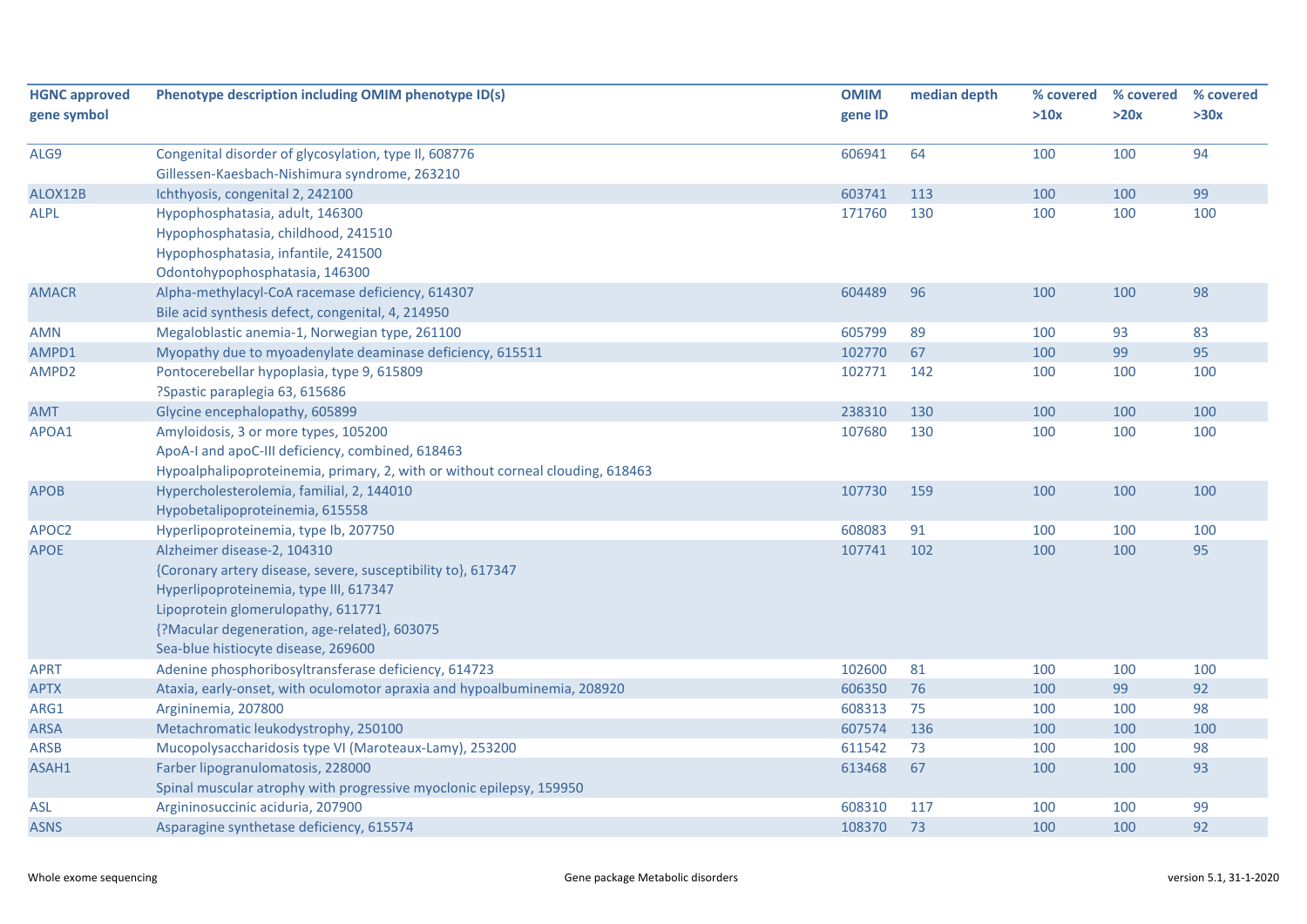| HGNC approved gene symbol | Phenotype description including OMIM phenotype ID(s) | OMIM gene ID | median depth | % covered >10x | % covered >20x | % covered >30x |
|---|---|---|---|---|---|---|
| ALG9 | Congenital disorder of glycosylation, type II, 608776<br>Gillessen-Kaesbach-Nishimura syndrome, 263210 | 606941 | 64 | 100 | 100 | 94 |
| ALOX12B | Ichthyosis, congenital 2, 242100 | 603741 | 113 | 100 | 100 | 99 |
| ALPL | Hypophosphatasia, adult, 146300<br>Hypophosphatasia, childhood, 241510<br>Hypophosphatasia, infantile, 241500<br>Odontohypophosphatasia, 146300 | 171760 | 130 | 100 | 100 | 100 |
| AMACR | Alpha-methylacyl-CoA racemase deficiency, 614307<br>Bile acid synthesis defect, congenital, 4, 214950 | 604489 | 96 | 100 | 100 | 98 |
| AMN | Megaloblastic anemia-1, Norwegian type, 261100 | 605799 | 89 | 100 | 93 | 83 |
| AMPD1 | Myopathy due to myoadenylate deaminase deficiency, 615511 | 102770 | 67 | 100 | 99 | 95 |
| AMPD2 | Pontocerebellar hypoplasia, type 9, 615809<br>?Spastic paraplegia 63, 615686 | 102771 | 142 | 100 | 100 | 100 |
| AMT | Glycine encephalopathy, 605899 | 238310 | 130 | 100 | 100 | 100 |
| APOA1 | Amyloidosis, 3 or more types, 105200<br>ApoA-I and apoC-III deficiency, combined, 618463<br>Hypoalphalipoproteinemia, primary, 2, with or without corneal clouding, 618463 | 107680 | 130 | 100 | 100 | 100 |
| APOB | Hypercholesterolemia, familial, 2, 144010<br>Hypobetalipoproteinemia, 615558 | 107730 | 159 | 100 | 100 | 100 |
| APOC2 | Hyperlipoproteinemia, type Ib, 207750 | 608083 | 91 | 100 | 100 | 100 |
| APOE | Alzheimer disease-2, 104310<br>{Coronary artery disease, severe, susceptibility to}, 617347<br>Hyperlipoproteinemia, type III, 617347<br>Lipoprotein glomerulopathy, 611771<br>{?Macular degeneration, age-related}, 603075<br>Sea-blue histiocyte disease, 269600 | 107741 | 102 | 100 | 100 | 95 |
| APRT | Adenine phosphoribosyltransferase deficiency, 614723 | 102600 | 81 | 100 | 100 | 100 |
| APTX | Ataxia, early-onset, with oculomotor apraxia and hypoalbuminemia, 208920 | 606350 | 76 | 100 | 99 | 92 |
| ARG1 | Argininemia, 207800 | 608313 | 75 | 100 | 100 | 98 |
| ARSA | Metachromatic leukodystrophy, 250100 | 607574 | 136 | 100 | 100 | 100 |
| ARSB | Mucopolysaccharidosis type VI (Maroteaux-Lamy), 253200 | 611542 | 73 | 100 | 100 | 98 |
| ASAH1 | Farber lipogranulomatosis, 228000<br>Spinal muscular atrophy with progressive myoclonic epilepsy, 159950 | 613468 | 67 | 100 | 100 | 93 |
| ASL | Argininosuccinic aciduria, 207900 | 608310 | 117 | 100 | 100 | 99 |
| ASNS | Asparagine synthetase deficiency, 615574 | 108370 | 73 | 100 | 100 | 92 |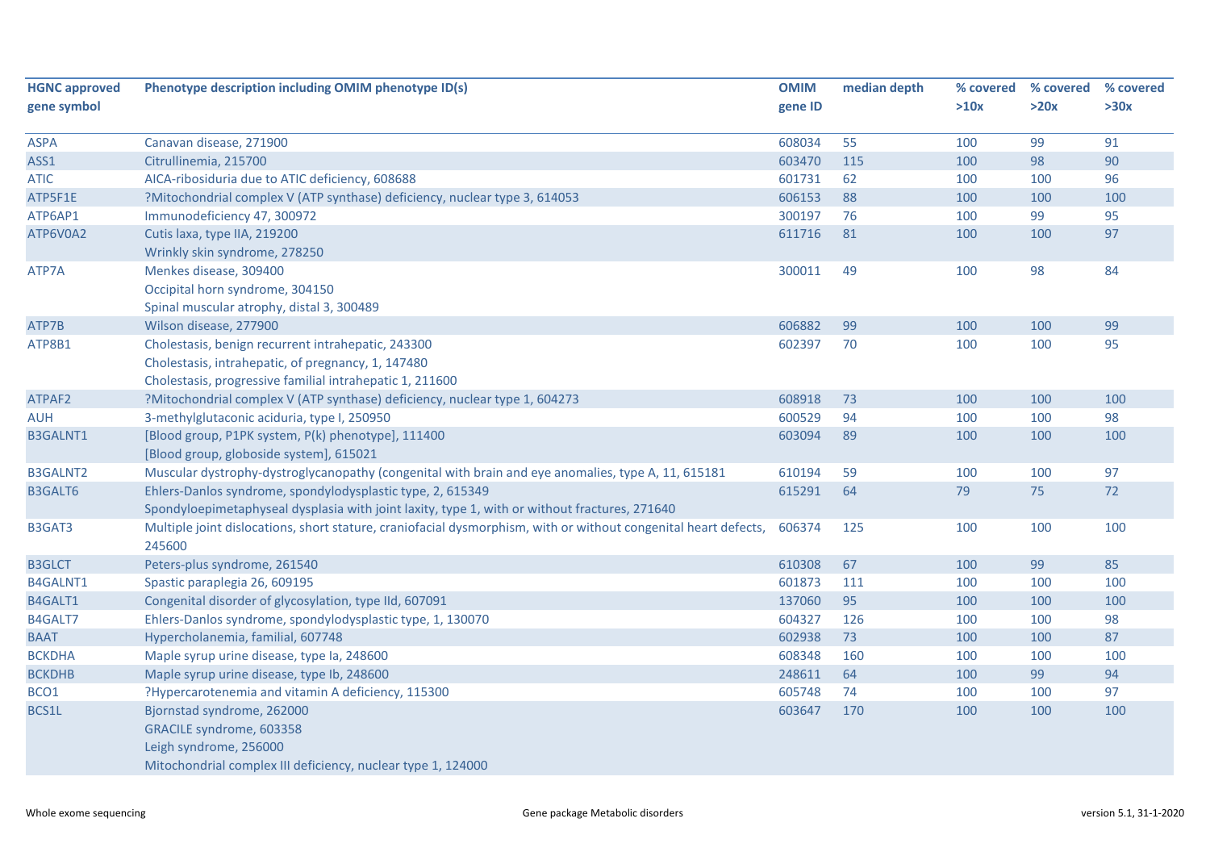| HGNC approved gene symbol | Phenotype description including OMIM phenotype ID(s) | OMIM gene ID | median depth | % covered >10x | % covered >20x | % covered >30x |
|---|---|---|---|---|---|---|
| ASPA | Canavan disease, 271900 | 608034 | 55 | 100 | 99 | 91 |
| ASS1 | Citrullinemia, 215700 | 603470 | 115 | 100 | 98 | 90 |
| ATIC | AICA-ribosiduria due to ATIC deficiency, 608688 | 601731 | 62 | 100 | 100 | 96 |
| ATP5F1E | ?Mitochondrial complex V (ATP synthase) deficiency, nuclear type 3, 614053 | 606153 | 88 | 100 | 100 | 100 |
| ATP6AP1 | Immunodeficiency 47, 300972 | 300197 | 76 | 100 | 99 | 95 |
| ATP6V0A2 | Cutis laxa, type IIA, 219200<br>Wrinkly skin syndrome, 278250 | 611716 | 81 | 100 | 100 | 97 |
| ATP7A | Menkes disease, 309400<br>Occipital horn syndrome, 304150<br>Spinal muscular atrophy, distal 3, 300489 | 300011 | 49 | 100 | 98 | 84 |
| ATP7B | Wilson disease, 277900 | 606882 | 99 | 100 | 100 | 99 |
| ATP8B1 | Cholestasis, benign recurrent intrahepatic, 243300<br>Cholestasis, intrahepatic, of pregnancy, 1, 147480<br>Cholestasis, progressive familial intrahepatic 1, 211600 | 602397 | 70 | 100 | 100 | 95 |
| ATPAF2 | ?Mitochondrial complex V (ATP synthase) deficiency, nuclear type 1, 604273 | 608918 | 73 | 100 | 100 | 100 |
| AUH | 3-methylglutaconic aciduria, type I, 250950 | 600529 | 94 | 100 | 100 | 98 |
| B3GALNT1 | [Blood group, P1PK system, P(k) phenotype], 111400<br>[Blood group, globoside system], 615021 | 603094 | 89 | 100 | 100 | 100 |
| B3GALNT2 | Muscular dystrophy-dystroglycanopathy (congenital with brain and eye anomalies, type A, 11, 615181 | 610194 | 59 | 100 | 100 | 97 |
| B3GALT6 | Ehlers-Danlos syndrome, spondylodysplastic type, 2, 615349<br>Spondyloepimetaphyseal dysplasia with joint laxity, type 1, with or without fractures, 271640 | 615291 | 64 | 79 | 75 | 72 |
| B3GAT3 | Multiple joint dislocations, short stature, craniofacial dysmorphism, with or without congenital heart defects, 245600 | 606374 | 125 | 100 | 100 | 100 |
| B3GLCT | Peters-plus syndrome, 261540 | 610308 | 67 | 100 | 99 | 85 |
| B4GALNT1 | Spastic paraplegia 26, 609195 | 601873 | 111 | 100 | 100 | 100 |
| B4GALT1 | Congenital disorder of glycosylation, type IId, 607091 | 137060 | 95 | 100 | 100 | 100 |
| B4GALT7 | Ehlers-Danlos syndrome, spondylodysplastic type, 1, 130070 | 604327 | 126 | 100 | 100 | 98 |
| BAAT | Hypercholanemia, familial, 607748 | 602938 | 73 | 100 | 100 | 87 |
| BCKDHA | Maple syrup urine disease, type Ia, 248600 | 608348 | 160 | 100 | 100 | 100 |
| BCKDHB | Maple syrup urine disease, type Ib, 248600 | 248611 | 64 | 100 | 99 | 94 |
| BCO1 | ?Hypercarotenemia and vitamin A deficiency, 115300 | 605748 | 74 | 100 | 100 | 97 |
| BCS1L | Bjornstad syndrome, 262000<br>GRACILE syndrome, 603358<br>Leigh syndrome, 256000<br>Mitochondrial complex III deficiency, nuclear type 1, 124000 | 603647 | 170 | 100 | 100 | 100 |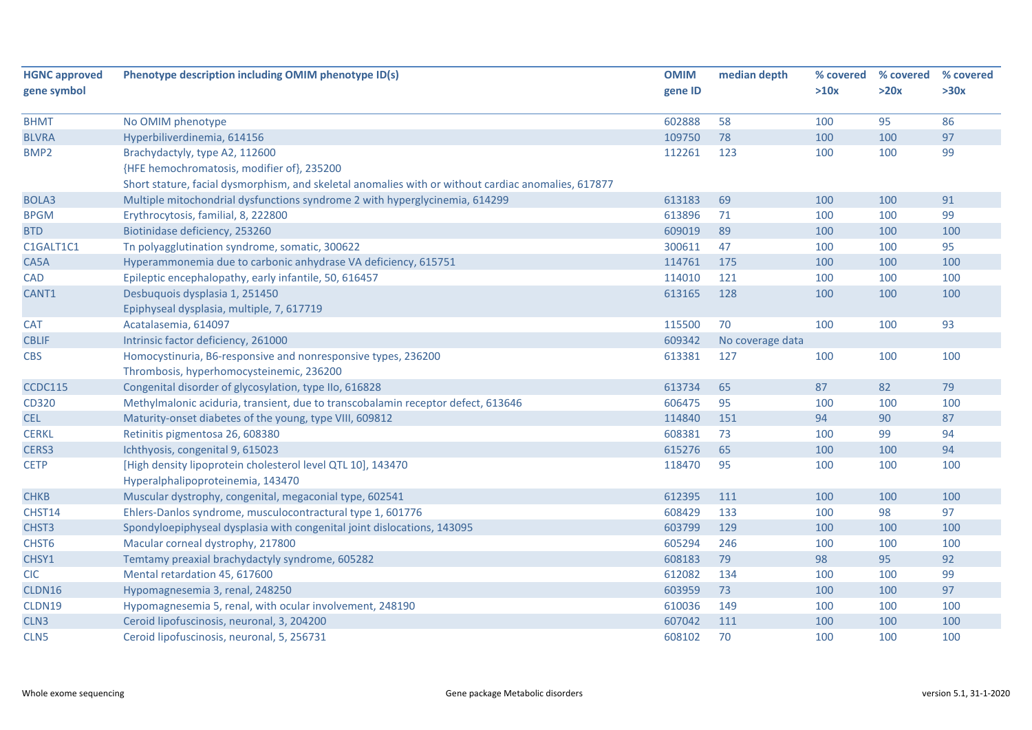| HGNC approved gene symbol | Phenotype description including OMIM phenotype ID(s) | OMIM gene ID | median depth | % covered >10x | % covered >20x | % covered >30x |
|---|---|---|---|---|---|---|
| BHMT | No OMIM phenotype | 602888 | 58 | 100 | 95 | 86 |
| BLVRA | Hyperbiliverdinemia, 614156 | 109750 | 78 | 100 | 100 | 97 |
| BMP2 | Brachydactyly, type A2, 112600<br>{HFE hemochromatosis, modifier of}, 235200<br>Short stature, facial dysmorphism, and skeletal anomalies with or without cardiac anomalies, 617877 | 112261 | 123 | 100 | 100 | 99 |
| BOLA3 | Multiple mitochondrial dysfunctions syndrome 2 with hyperglycinemia, 614299 | 613183 | 69 | 100 | 100 | 91 |
| BPGM | Erythrocytosis, familial, 8, 222800 | 613896 | 71 | 100 | 100 | 99 |
| BTD | Biotinidase deficiency, 253260 | 609019 | 89 | 100 | 100 | 100 |
| C1GALT1C1 | Tn polyagglutination syndrome, somatic, 300622 | 300611 | 47 | 100 | 100 | 95 |
| CA5A | Hyperammonemia due to carbonic anhydrase VA deficiency, 615751 | 114761 | 175 | 100 | 100 | 100 |
| CAD | Epileptic encephalopathy, early infantile, 50, 616457 | 114010 | 121 | 100 | 100 | 100 |
| CANT1 | Desbuquois dysplasia 1, 251450<br>Epiphyseal dysplasia, multiple, 7, 617719 | 613165 | 128 | 100 | 100 | 100 |
| CAT | Acatalasemia, 614097 | 115500 | 70 | 100 | 100 | 93 |
| CBLIF | Intrinsic factor deficiency, 261000 | 609342 | No coverage data | | | |
| CBS | Homocystinuria, B6-responsive and nonresponsive types, 236200<br>Thrombosis, hyperhomocysteinemic, 236200 | 613381 | 127 | 100 | 100 | 100 |
| CCDC115 | Congenital disorder of glycosylation, type IIo, 616828 | 613734 | 65 | 87 | 82 | 79 |
| CD320 | Methylmalonic aciduria, transient, due to transcobalamin receptor defect, 613646 | 606475 | 95 | 100 | 100 | 100 |
| CEL | Maturity-onset diabetes of the young, type VIII, 609812 | 114840 | 151 | 94 | 90 | 87 |
| CERKL | Retinitis pigmentosa 26, 608380 | 608381 | 73 | 100 | 99 | 94 |
| CERS3 | Ichthyosis, congenital 9, 615023 | 615276 | 65 | 100 | 100 | 94 |
| CETP | [High density lipoprotein cholesterol level QTL 10], 143470<br>Hyperalphalipoproteinemia, 143470 | 118470 | 95 | 100 | 100 | 100 |
| CHKB | Muscular dystrophy, congenital, megaconial type, 602541 | 612395 | 111 | 100 | 100 | 100 |
| CHST14 | Ehlers-Danlos syndrome, musculocontractural type 1, 601776 | 608429 | 133 | 100 | 98 | 97 |
| CHST3 | Spondyloepiphyseal dysplasia with congenital joint dislocations, 143095 | 603799 | 129 | 100 | 100 | 100 |
| CHST6 | Macular corneal dystrophy, 217800 | 605294 | 246 | 100 | 100 | 100 |
| CHSY1 | Temtamy preaxial brachydactyly syndrome, 605282 | 608183 | 79 | 98 | 95 | 92 |
| CIC | Mental retardation 45, 617600 | 612082 | 134 | 100 | 100 | 99 |
| CLDN16 | Hypomagnesemia 3, renal, 248250 | 603959 | 73 | 100 | 100 | 97 |
| CLDN19 | Hypomagnesemia 5, renal, with ocular involvement, 248190 | 610036 | 149 | 100 | 100 | 100 |
| CLN3 | Ceroid lipofuscinosis, neuronal, 3, 204200 | 607042 | 111 | 100 | 100 | 100 |
| CLN5 | Ceroid lipofuscinosis, neuronal, 5, 256731 | 608102 | 70 | 100 | 100 | 100 |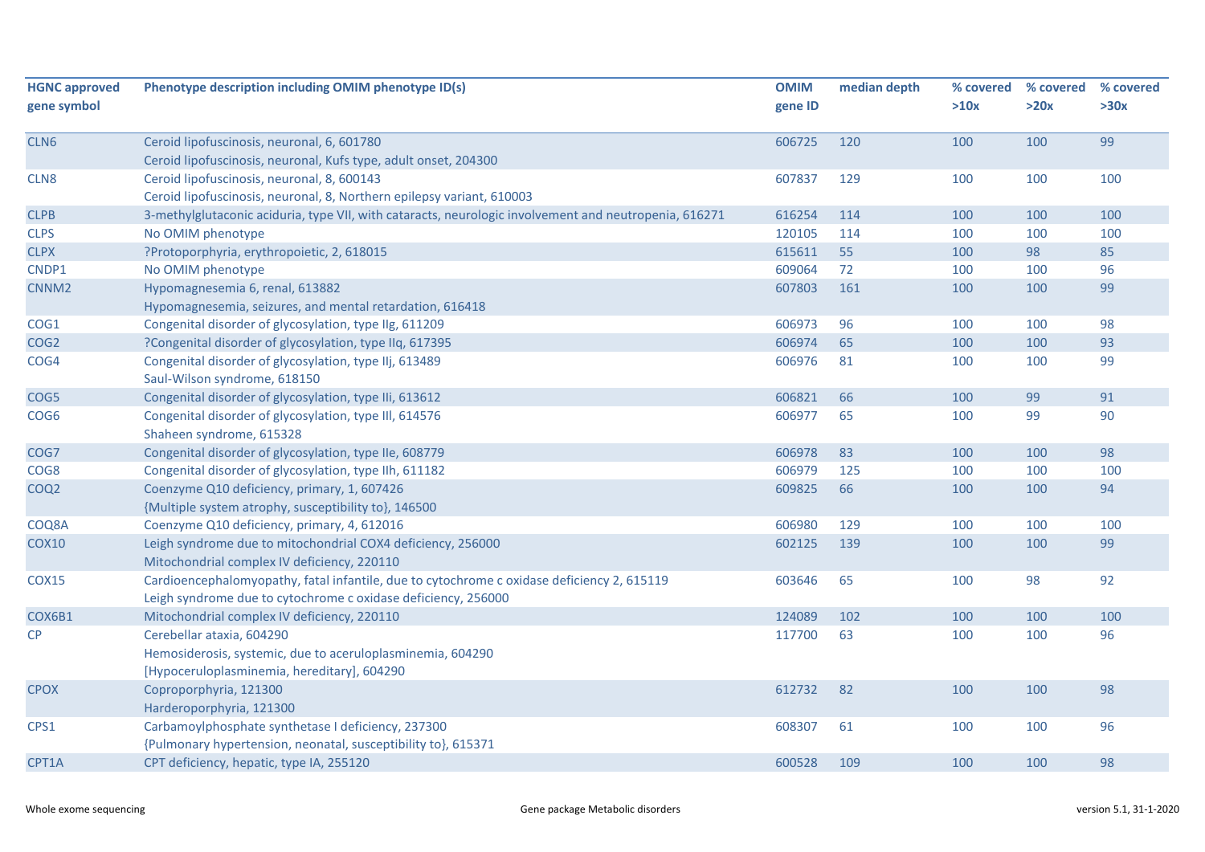| HGNC approved gene symbol | Phenotype description including OMIM phenotype ID(s) | OMIM gene ID | median depth | % covered >10x | % covered >20x | % covered >30x |
|---|---|---|---|---|---|---|
| CLN6 | Ceroid lipofuscinosis, neuronal, 6, 601780<br>Ceroid lipofuscinosis, neuronal, Kufs type, adult onset, 204300 | 606725 | 120 | 100 | 100 | 99 |
| CLN8 | Ceroid lipofuscinosis, neuronal, 8, 600143<br>Ceroid lipofuscinosis, neuronal, 8, Northern epilepsy variant, 610003 | 607837 | 129 | 100 | 100 | 100 |
| CLPB | 3-methylglutaconic aciduria, type VII, with cataracts, neurologic involvement and neutropenia, 616271 | 616254 | 114 | 100 | 100 | 100 |
| CLPS | No OMIM phenotype | 120105 | 114 | 100 | 100 | 100 |
| CLPX | ?Protoporphyria, erythropoietic, 2, 618015 | 615611 | 55 | 100 | 98 | 85 |
| CNDP1 | No OMIM phenotype | 609064 | 72 | 100 | 100 | 96 |
| CNNM2 | Hypomagnesemia 6, renal, 613882<br>Hypomagnesemia, seizures, and mental retardation, 616418 | 607803 | 161 | 100 | 100 | 99 |
| COG1 | Congenital disorder of glycosylation, type IIg, 611209 | 606973 | 96 | 100 | 100 | 98 |
| COG2 | ?Congenital disorder of glycosylation, type IIq, 617395 | 606974 | 65 | 100 | 100 | 93 |
| COG4 | Congenital disorder of glycosylation, type IIj, 613489<br>Saul-Wilson syndrome, 618150 | 606976 | 81 | 100 | 100 | 99 |
| COG5 | Congenital disorder of glycosylation, type IIi, 613612 | 606821 | 66 | 100 | 99 | 91 |
| COG6 | Congenital disorder of glycosylation, type III, 614576<br>Shaheen syndrome, 615328 | 606977 | 65 | 100 | 99 | 90 |
| COG7 | Congenital disorder of glycosylation, type IIe, 608779 | 606978 | 83 | 100 | 100 | 98 |
| COG8 | Congenital disorder of glycosylation, type IIh, 611182 | 606979 | 125 | 100 | 100 | 100 |
| COQ2 | Coenzyme Q10 deficiency, primary, 1, 607426<br>{Multiple system atrophy, susceptibility to}, 146500 | 609825 | 66 | 100 | 100 | 94 |
| COQ8A | Coenzyme Q10 deficiency, primary, 4, 612016 | 606980 | 129 | 100 | 100 | 100 |
| COX10 | Leigh syndrome due to mitochondrial COX4 deficiency, 256000<br>Mitochondrial complex IV deficiency, 220110 | 602125 | 139 | 100 | 100 | 99 |
| COX15 | Cardioencephalomyopathy, fatal infantile, due to cytochrome c oxidase deficiency 2, 615119<br>Leigh syndrome due to cytochrome c oxidase deficiency, 256000 | 603646 | 65 | 100 | 98 | 92 |
| COX6B1 | Mitochondrial complex IV deficiency, 220110 | 124089 | 102 | 100 | 100 | 100 |
| CP | Cerebellar ataxia, 604290<br>Hemosiderosis, systemic, due to aceruloplasminemia, 604290<br>[Hypoceruloplasminemia, hereditary], 604290 | 117700 | 63 | 100 | 100 | 96 |
| CPOX | Coproporphyria, 121300<br>Harderoporphyria, 121300 | 612732 | 82 | 100 | 100 | 98 |
| CPS1 | Carbamoylphosphate synthetase I deficiency, 237300<br>{Pulmonary hypertension, neonatal, susceptibility to}, 615371 | 608307 | 61 | 100 | 100 | 96 |
| CPT1A | CPT deficiency, hepatic, type IA, 255120 | 600528 | 109 | 100 | 100 | 98 |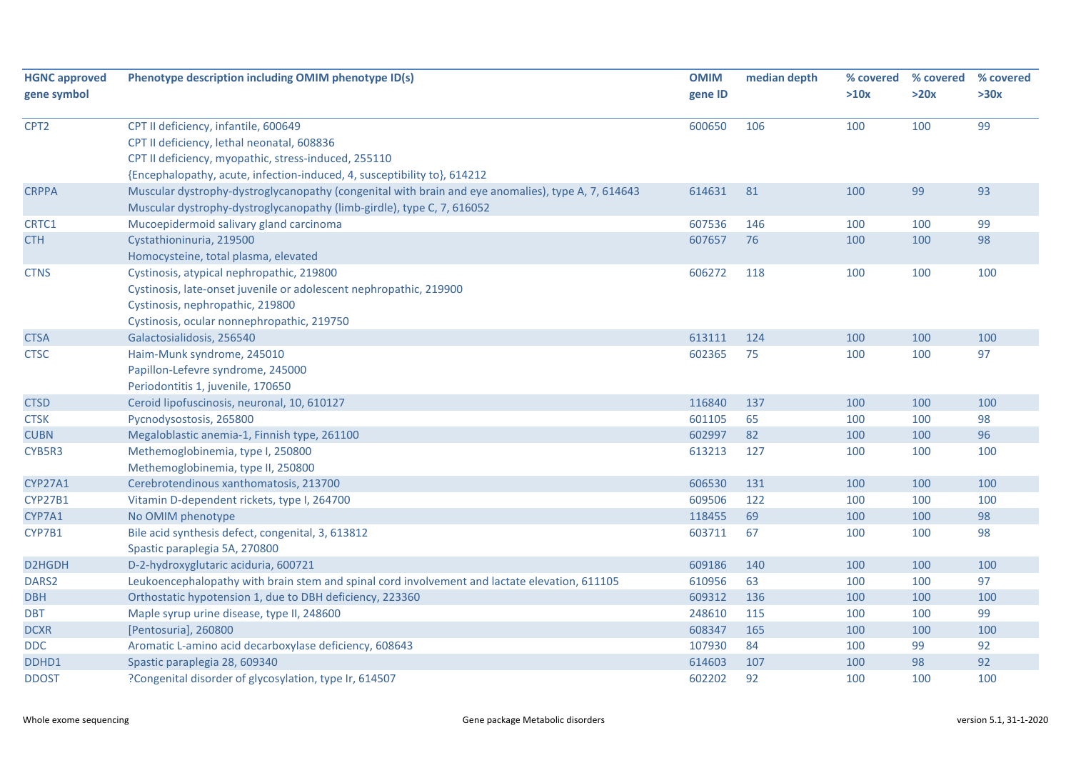| HGNC approved gene symbol | Phenotype description including OMIM phenotype ID(s) | OMIM gene ID | median depth | % covered >10x | % covered >20x | % covered >30x |
|---|---|---|---|---|---|---|
| CPT2 | CPT II deficiency, infantile, 600649<br>CPT II deficiency, lethal neonatal, 608836<br>CPT II deficiency, myopathic, stress-induced, 255110<br>{Encephalopathy, acute, infection-induced, 4, susceptibility to}, 614212 | 600650 | 106 | 100 | 100 | 99 |
| CRPPA | Muscular dystrophy-dystroglycanopathy (congenital with brain and eye anomalies), type A, 7, 614643<br>Muscular dystrophy-dystroglycanopathy (limb-girdle), type C, 7, 616052 | 614631 | 81 | 100 | 99 | 93 |
| CRTC1 | Mucoepidermoid salivary gland carcinoma | 607536 | 146 | 100 | 100 | 99 |
| CTH | Cystathioninuria, 219500<br>Homocysteine, total plasma, elevated | 607657 | 76 | 100 | 100 | 98 |
| CTNS | Cystinosis, atypical nephropathic, 219800<br>Cystinosis, late-onset juvenile or adolescent nephropathic, 219900<br>Cystinosis, nephropathic, 219800<br>Cystinosis, ocular nonnephropathic, 219750 | 606272 | 118 | 100 | 100 | 100 |
| CTSA | Galactosialidosis, 256540 | 613111 | 124 | 100 | 100 | 100 |
| CTSC | Haim-Munk syndrome, 245010<br>Papillon-Lefevre syndrome, 245000<br>Periodontitis 1, juvenile, 170650 | 602365 | 75 | 100 | 100 | 97 |
| CTSD | Ceroid lipofuscinosis, neuronal, 10, 610127 | 116840 | 137 | 100 | 100 | 100 |
| CTSK | Pycnodysostosis, 265800 | 601105 | 65 | 100 | 100 | 98 |
| CUBN | Megaloblastic anemia-1, Finnish type, 261100 | 602997 | 82 | 100 | 100 | 96 |
| CYB5R3 | Methemoglobinemia, type I, 250800<br>Methemoglobinemia, type II, 250800 | 613213 | 127 | 100 | 100 | 100 |
| CYP27A1 | Cerebrotendinous xanthomatosis, 213700 | 606530 | 131 | 100 | 100 | 100 |
| CYP27B1 | Vitamin D-dependent rickets, type I, 264700 | 609506 | 122 | 100 | 100 | 100 |
| CYP7A1 | No OMIM phenotype | 118455 | 69 | 100 | 100 | 98 |
| CYP7B1 | Bile acid synthesis defect, congenital, 3, 613812<br>Spastic paraplegia 5A, 270800 | 603711 | 67 | 100 | 100 | 98 |
| D2HGDH | D-2-hydroxyglutaric aciduria, 600721 | 609186 | 140 | 100 | 100 | 100 |
| DARS2 | Leukoencephalopathy with brain stem and spinal cord involvement and lactate elevation, 611105 | 610956 | 63 | 100 | 100 | 97 |
| DBH | Orthostatic hypotension 1, due to DBH deficiency, 223360 | 609312 | 136 | 100 | 100 | 100 |
| DBT | Maple syrup urine disease, type II, 248600 | 248610 | 115 | 100 | 100 | 99 |
| DCXR | [Pentosuria], 260800 | 608347 | 165 | 100 | 100 | 100 |
| DDC | Aromatic L-amino acid decarboxylase deficiency, 608643 | 107930 | 84 | 100 | 99 | 92 |
| DDHD1 | Spastic paraplegia 28, 609340 | 614603 | 107 | 100 | 98 | 92 |
| DDOST | ?Congenital disorder of glycosylation, type Ir, 614507 | 602202 | 92 | 100 | 100 | 100 |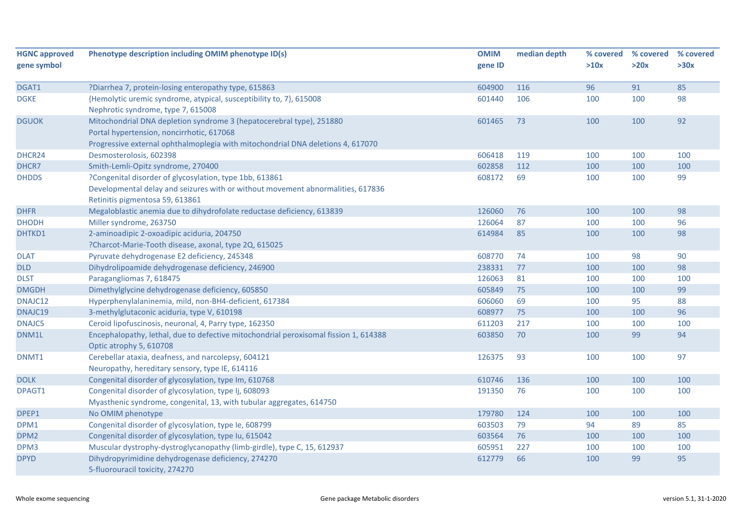| HGNC approved gene symbol | Phenotype description including OMIM phenotype ID(s) | OMIM gene ID | median depth | % covered >10x | % covered >20x | % covered >30x |
|---|---|---|---|---|---|---|
| DGAT1 | ?Diarrhea 7, protein-losing enteropathy type, 615863 | 604900 | 116 | 96 | 91 | 85 |
| DGKE | {Hemolytic uremic syndrome, atypical, susceptibility to, 7}, 615008<br>Nephrotic syndrome, type 7, 615008 | 601440 | 106 | 100 | 100 | 98 |
| DGUOK | Mitochondrial DNA depletion syndrome 3 (hepatocerebral type), 251880<br>Portal hypertension, noncirrhotic, 617068<br>Progressive external ophthalmoplegia with mitochondrial DNA deletions 4, 617070 | 601465 | 73 | 100 | 100 | 92 |
| DHCR24 | Desmosterolosis, 602398 | 606418 | 119 | 100 | 100 | 100 |
| DHCR7 | Smith-Lemli-Opitz syndrome, 270400 | 602858 | 112 | 100 | 100 | 100 |
| DHDDS | ?Congenital disorder of glycosylation, type 1bb, 613861<br>Developmental delay and seizures with or without movement abnormalities, 617836<br>Retinitis pigmentosa 59, 613861 | 608172 | 69 | 100 | 100 | 99 |
| DHFR | Megaloblastic anemia due to dihydrofolate reductase deficiency, 613839 | 126060 | 76 | 100 | 100 | 98 |
| DHODH | Miller syndrome, 263750 | 126064 | 87 | 100 | 100 | 96 |
| DHTKD1 | 2-aminoadipic 2-oxoadipic aciduria, 204750<br>?Charcot-Marie-Tooth disease, axonal, type 2Q, 615025 | 614984 | 85 | 100 | 100 | 98 |
| DLAT | Pyruvate dehydrogenase E2 deficiency, 245348 | 608770 | 74 | 100 | 98 | 90 |
| DLD | Dihydrolipoamide dehydrogenase deficiency, 246900 | 238331 | 77 | 100 | 100 | 98 |
| DLST | Paragangliomas 7, 618475 | 126063 | 81 | 100 | 100 | 100 |
| DMGDH | Dimethylglycine dehydrogenase deficiency, 605850 | 605849 | 75 | 100 | 100 | 99 |
| DNAJC12 | Hyperphenylalaninemia, mild, non-BH4-deficient, 617384 | 606060 | 69 | 100 | 95 | 88 |
| DNAJC19 | 3-methylglutaconic aciduria, type V, 610198 | 608977 | 75 | 100 | 100 | 96 |
| DNAJC5 | Ceroid lipofuscinosis, neuronal, 4, Parry type, 162350 | 611203 | 217 | 100 | 100 | 100 |
| DNM1L | Encephalopathy, lethal, due to defective mitochondrial peroxisomal fission 1, 614388<br>Optic atrophy 5, 610708 | 603850 | 70 | 100 | 99 | 94 |
| DNMT1 | Cerebellar ataxia, deafness, and narcolepsy, 604121<br>Neuropathy, hereditary sensory, type IE, 614116 | 126375 | 93 | 100 | 100 | 97 |
| DOLK | Congenital disorder of glycosylation, type Im, 610768 | 610746 | 136 | 100 | 100 | 100 |
| DPAGT1 | Congenital disorder of glycosylation, type Ij, 608093<br>Myasthenic syndrome, congenital, 13, with tubular aggregates, 614750 | 191350 | 76 | 100 | 100 | 100 |
| DPEP1 | No OMIM phenotype | 179780 | 124 | 100 | 100 | 100 |
| DPM1 | Congenital disorder of glycosylation, type Ie, 608799 | 603503 | 79 | 94 | 89 | 85 |
| DPM2 | Congenital disorder of glycosylation, type Iu, 615042 | 603564 | 76 | 100 | 100 | 100 |
| DPM3 | Muscular dystrophy-dystroglycanopathy (limb-girdle), type C, 15, 612937 | 605951 | 227 | 100 | 100 | 100 |
| DPYD | Dihydropyrimidine dehydrogenase deficiency, 274270<br>5-fluorouracil toxicity, 274270 | 612779 | 66 | 100 | 99 | 95 |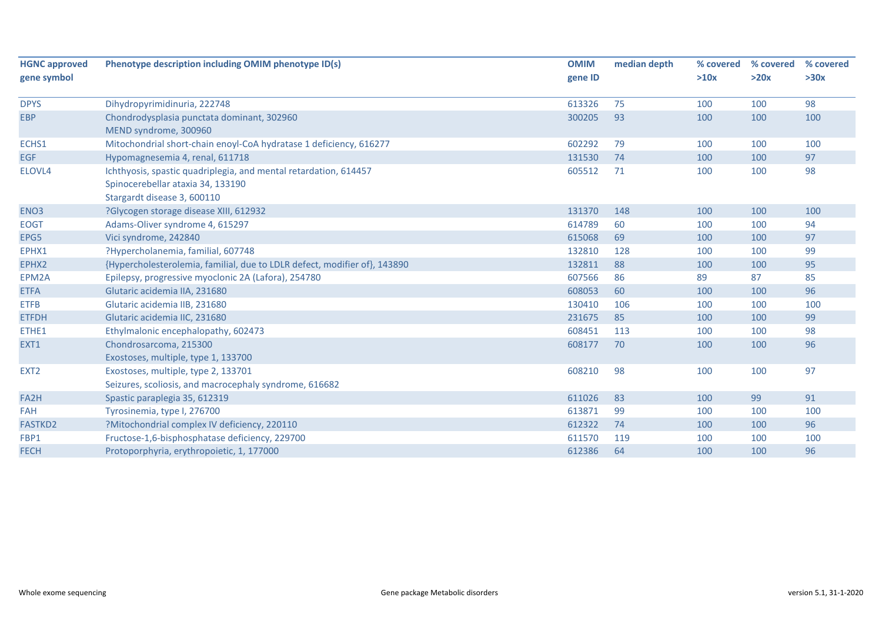| HGNC approved gene symbol | Phenotype description including OMIM phenotype ID(s) | OMIM gene ID | median depth | % covered >10x | % covered >20x | % covered >30x |
|---|---|---|---|---|---|---|
| DPYS | Dihydropyrimidinuria, 222748 | 613326 | 75 | 100 | 100 | 98 |
| EBP | Chondrodysplasia punctata dominant, 302960<br>MEND syndrome, 300960 | 300205 | 93 | 100 | 100 | 100 |
| ECHS1 | Mitochondrial short-chain enoyl-CoA hydratase 1 deficiency, 616277 | 602292 | 79 | 100 | 100 | 100 |
| EGF | Hypomagnesemia 4, renal, 611718 | 131530 | 74 | 100 | 100 | 97 |
| ELOVL4 | Ichthyosis, spastic quadriplegia, and mental retardation, 614457<br>Spinocerebellar ataxia 34, 133190<br>Stargardt disease 3, 600110 | 605512 | 71 | 100 | 100 | 98 |
| ENO3 | ?Glycogen storage disease XIII, 612932 | 131370 | 148 | 100 | 100 | 100 |
| EOGT | Adams-Oliver syndrome 4, 615297 | 614789 | 60 | 100 | 100 | 94 |
| EPG5 | Vici syndrome, 242840 | 615068 | 69 | 100 | 100 | 97 |
| EPHX1 | ?Hypercholanemia, familial, 607748 | 132810 | 128 | 100 | 100 | 99 |
| EPHX2 | {Hypercholesterolemia, familial, due to LDLR defect, modifier of}, 143890 | 132811 | 88 | 100 | 100 | 95 |
| EPM2A | Epilepsy, progressive myoclonic 2A (Lafora), 254780 | 607566 | 86 | 89 | 87 | 85 |
| ETFA | Glutaric acidemia IIA, 231680 | 608053 | 60 | 100 | 100 | 96 |
| ETFB | Glutaric acidemia IIB, 231680 | 130410 | 106 | 100 | 100 | 100 |
| ETFDH | Glutaric acidemia IIC, 231680 | 231675 | 85 | 100 | 100 | 99 |
| ETHE1 | Ethylmalonic encephalopathy, 602473 | 608451 | 113 | 100 | 100 | 98 |
| EXT1 | Chondrosarcoma, 215300<br>Exostoses, multiple, type 1, 133700 | 608177 | 70 | 100 | 100 | 96 |
| EXT2 | Exostoses, multiple, type 2, 133701<br>Seizures, scoliosis, and macrocephaly syndrome, 616682 | 608210 | 98 | 100 | 100 | 97 |
| FA2H | Spastic paraplegia 35, 612319 | 611026 | 83 | 100 | 99 | 91 |
| FAH | Tyrosinemia, type I, 276700 | 613871 | 99 | 100 | 100 | 100 |
| FASTKD2 | ?Mitochondrial complex IV deficiency, 220110 | 612322 | 74 | 100 | 100 | 96 |
| FBP1 | Fructose-1,6-bisphosphatase deficiency, 229700 | 611570 | 119 | 100 | 100 | 100 |
| FECH | Protoporphyria, erythropoietic, 1, 177000 | 612386 | 64 | 100 | 100 | 96 |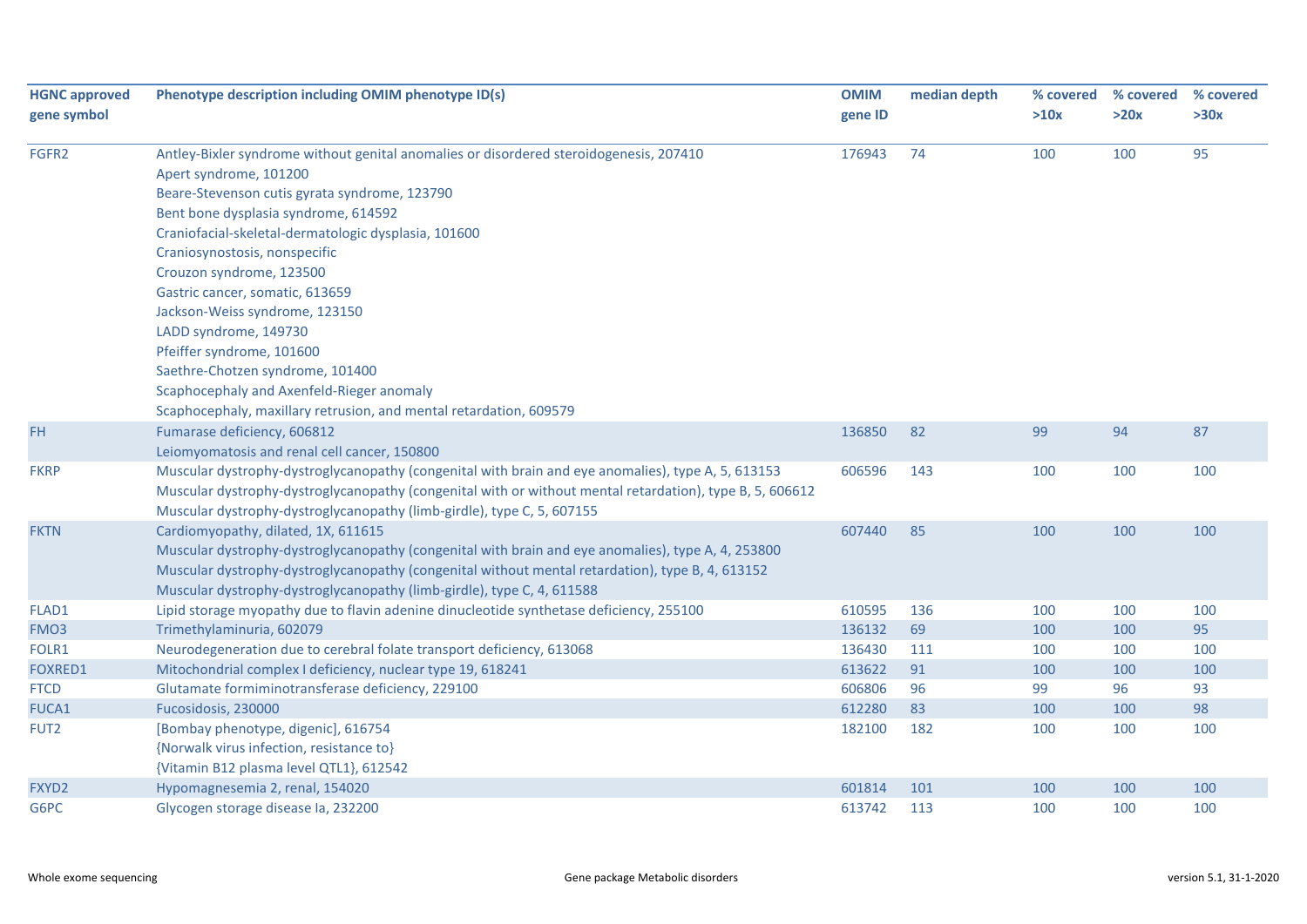| HGNC approved gene symbol | Phenotype description including OMIM phenotype ID(s) | OMIM gene ID | median depth | % covered >10x | % covered >20x | % covered >30x |
|---|---|---|---|---|---|---|
| FGFR2 | Antley-Bixler syndrome without genital anomalies or disordered steroidogenesis, 207410<br>Apert syndrome, 101200<br>Beare-Stevenson cutis gyrata syndrome, 123790<br>Bent bone dysplasia syndrome, 614592<br>Craniofacial-skeletal-dermatologic dysplasia, 101600<br>Craniosynostosis, nonspecific<br>Crouzon syndrome, 123500<br>Gastric cancer, somatic, 613659<br>Jackson-Weiss syndrome, 123150<br>LADD syndrome, 149730<br>Pfeiffer syndrome, 101600<br>Saethre-Chotzen syndrome, 101400<br>Scaphocephaly and Axenfeld-Rieger anomaly<br>Scaphocephaly, maxillary retrusion, and mental retardation, 609579 | 176943 | 74 | 100 | 100 | 95 |
| FH | Fumarase deficiency, 606812<br>Leiomyomatosis and renal cell cancer, 150800 | 136850 | 82 | 99 | 94 | 87 |
| FKRP | Muscular dystrophy-dystroglycanopathy (congenital with brain and eye anomalies), type A, 5, 613153<br>Muscular dystrophy-dystroglycanopathy (congenital with or without mental retardation), type B, 5, 606612<br>Muscular dystrophy-dystroglycanopathy (limb-girdle), type C, 5, 607155 | 606596 | 143 | 100 | 100 | 100 |
| FKTN | Cardiomyopathy, dilated, 1X, 611615<br>Muscular dystrophy-dystroglycanopathy (congenital with brain and eye anomalies), type A, 4, 253800<br>Muscular dystrophy-dystroglycanopathy (congenital without mental retardation), type B, 4, 613152<br>Muscular dystrophy-dystroglycanopathy (limb-girdle), type C, 4, 611588 | 607440 | 85 | 100 | 100 | 100 |
| FLAD1 | Lipid storage myopathy due to flavin adenine dinucleotide synthetase deficiency, 255100 | 610595 | 136 | 100 | 100 | 100 |
| FMO3 | Trimethylaminuria, 602079 | 136132 | 69 | 100 | 100 | 95 |
| FOLR1 | Neurodegeneration due to cerebral folate transport deficiency, 613068 | 136430 | 111 | 100 | 100 | 100 |
| FOXRED1 | Mitochondrial complex I deficiency, nuclear type 19, 618241 | 613622 | 91 | 100 | 100 | 100 |
| FTCD | Glutamate formiminotransferase deficiency, 229100 | 606806 | 96 | 99 | 96 | 93 |
| FUCA1 | Fucosidosis, 230000 | 612280 | 83 | 100 | 100 | 98 |
| FUT2 | [Bombay phenotype, digenic], 616754<br>{Norwalk virus infection, resistance to}<br>{Vitamin B12 plasma level QTL1}, 612542 | 182100 | 182 | 100 | 100 | 100 |
| FXYD2 | Hypomagnesemia 2, renal, 154020 | 601814 | 101 | 100 | 100 | 100 |
| G6PC | Glycogen storage disease Ia, 232200 | 613742 | 113 | 100 | 100 | 100 |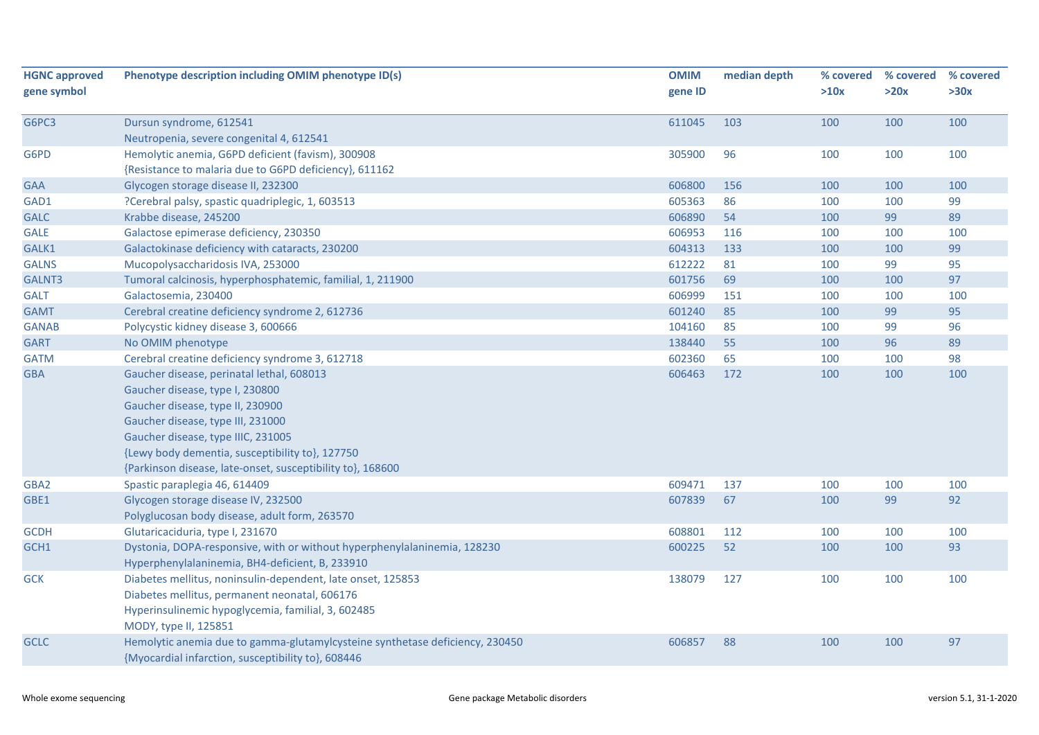| HGNC approved gene symbol | Phenotype description including OMIM phenotype ID(s) | OMIM gene ID | median depth | % covered >10x | % covered >20x | % covered >30x |
|---|---|---|---|---|---|---|
| G6PC3 | Dursun syndrome, 612541<br>Neutropenia, severe congenital 4, 612541 | 611045 | 103 | 100 | 100 | 100 |
| G6PD | Hemolytic anemia, G6PD deficient (favism), 300908<br>{Resistance to malaria due to G6PD deficiency}, 611162 | 305900 | 96 | 100 | 100 | 100 |
| GAA | Glycogen storage disease II, 232300 | 606800 | 156 | 100 | 100 | 100 |
| GAD1 | ?Cerebral palsy, spastic quadriplegic, 1, 603513 | 605363 | 86 | 100 | 100 | 99 |
| GALC | Krabbe disease, 245200 | 606890 | 54 | 100 | 99 | 89 |
| GALE | Galactose epimerase deficiency, 230350 | 606953 | 116 | 100 | 100 | 100 |
| GALK1 | Galactokinase deficiency with cataracts, 230200 | 604313 | 133 | 100 | 100 | 99 |
| GALNS | Mucopolysaccharidosis IVA, 253000 | 612222 | 81 | 100 | 99 | 95 |
| GALNT3 | Tumoral calcinosis, hyperphosphatemic, familial, 1, 211900 | 601756 | 69 | 100 | 100 | 97 |
| GALT | Galactosemia, 230400 | 606999 | 151 | 100 | 100 | 100 |
| GAMT | Cerebral creatine deficiency syndrome 2, 612736 | 601240 | 85 | 100 | 99 | 95 |
| GANAB | Polycystic kidney disease 3, 600666 | 104160 | 85 | 100 | 99 | 96 |
| GART | No OMIM phenotype | 138440 | 55 | 100 | 96 | 89 |
| GATM | Cerebral creatine deficiency syndrome 3, 612718 | 602360 | 65 | 100 | 100 | 98 |
| GBA | Gaucher disease, perinatal lethal, 608013<br>Gaucher disease, type I, 230800<br>Gaucher disease, type II, 230900<br>Gaucher disease, type III, 231000<br>Gaucher disease, type IIIC, 231005<br>{Lewy body dementia, susceptibility to}, 127750<br>{Parkinson disease, late-onset, susceptibility to}, 168600 | 606463 | 172 | 100 | 100 | 100 |
| GBA2 | Spastic paraplegia 46, 614409 | 609471 | 137 | 100 | 100 | 100 |
| GBE1 | Glycogen storage disease IV, 232500<br>Polyglucosan body disease, adult form, 263570 | 607839 | 67 | 100 | 99 | 92 |
| GCDH | Glutaricaciduria, type I, 231670 | 608801 | 112 | 100 | 100 | 100 |
| GCH1 | Dystonia, DOPA-responsive, with or without hyperphenylalaninemia, 128230<br>Hyperphenylalaninemia, BH4-deficient, B, 233910 | 600225 | 52 | 100 | 100 | 93 |
| GCK | Diabetes mellitus, noninsulin-dependent, late onset, 125853<br>Diabetes mellitus, permanent neonatal, 606176<br>Hyperinsulinemic hypoglycemia, familial, 3, 602485<br>MODY, type II, 125851 | 138079 | 127 | 100 | 100 | 100 |
| GCLC | Hemolytic anemia due to gamma-glutamylcysteine synthetase deficiency, 230450<br>{Myocardial infarction, susceptibility to}, 608446 | 606857 | 88 | 100 | 100 | 97 |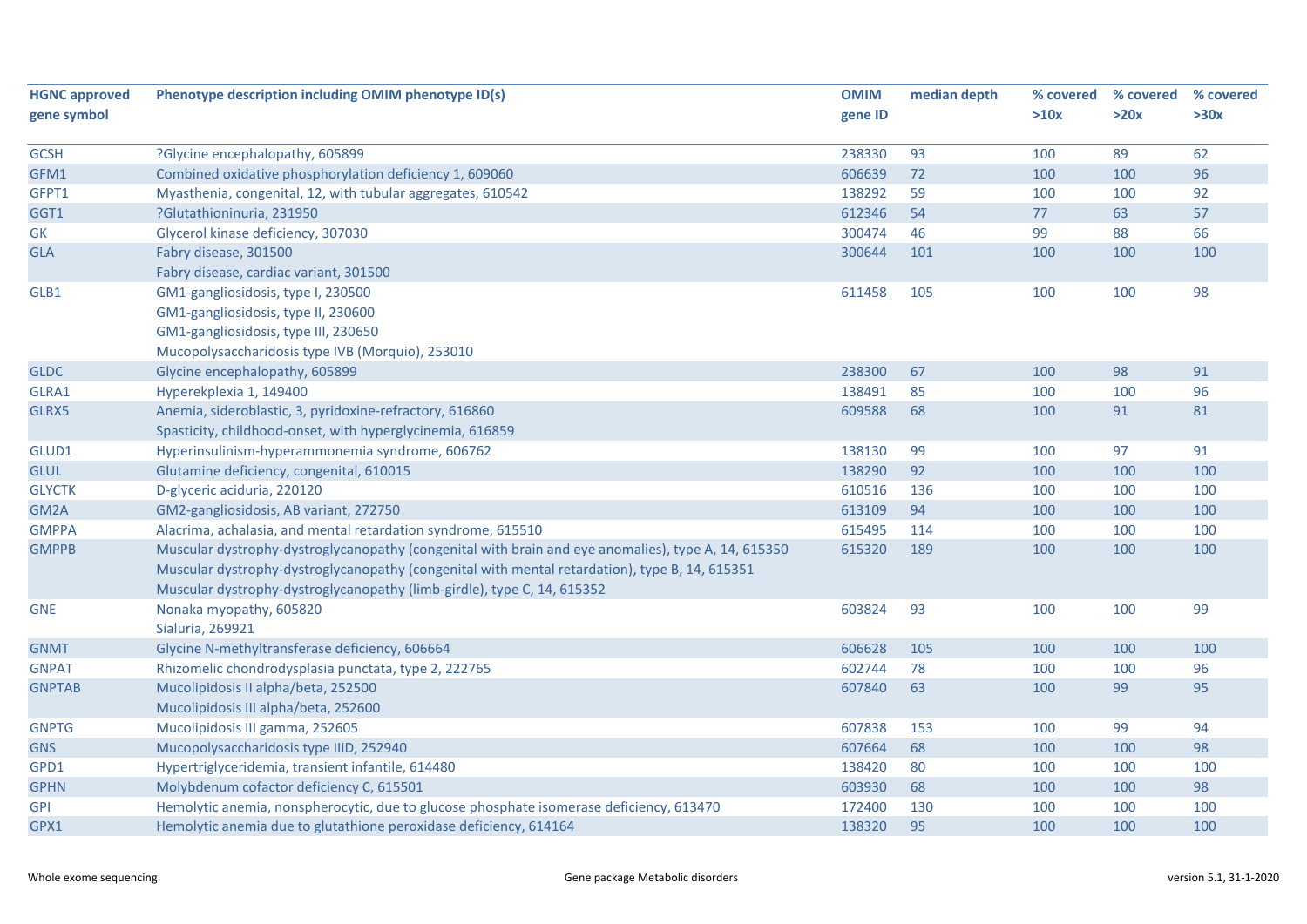| HGNC approved gene symbol | Phenotype description including OMIM phenotype ID(s) | OMIM gene ID | median depth | % covered >10x | % covered >20x | % covered >30x |
|---|---|---|---|---|---|---|
| GCSH | ?Glycine encephalopathy, 605899 | 238330 | 93 | 100 | 89 | 62 |
| GFM1 | Combined oxidative phosphorylation deficiency 1, 609060 | 606639 | 72 | 100 | 100 | 96 |
| GFPT1 | Myasthenia, congenital, 12, with tubular aggregates, 610542 | 138292 | 59 | 100 | 100 | 92 |
| GGT1 | ?Glutathioninuria, 231950 | 612346 | 54 | 77 | 63 | 57 |
| GK | Glycerol kinase deficiency, 307030 | 300474 | 46 | 99 | 88 | 66 |
| GLA | Fabry disease, 301500<br>Fabry disease, cardiac variant, 301500 | 300644 | 101 | 100 | 100 | 100 |
| GLB1 | GM1-gangliosidosis, type I, 230500<br>GM1-gangliosidosis, type II, 230600<br>GM1-gangliosidosis, type III, 230650<br>Mucopolysaccharidosis type IVB (Morquio), 253010 | 611458 | 105 | 100 | 100 | 98 |
| GLDC | Glycine encephalopathy, 605899 | 238300 | 67 | 100 | 98 | 91 |
| GLRA1 | Hyperekplexia 1, 149400 | 138491 | 85 | 100 | 100 | 96 |
| GLRX5 | Anemia, sideroblastic, 3, pyridoxine-refractory, 616860<br>Spasticity, childhood-onset, with hyperglycinemia, 616859 | 609588 | 68 | 100 | 91 | 81 |
| GLUD1 | Hyperinsulinism-hyperammonemia syndrome, 606762 | 138130 | 99 | 100 | 97 | 91 |
| GLUL | Glutamine deficiency, congenital, 610015 | 138290 | 92 | 100 | 100 | 100 |
| GLYCTK | D-glyceric aciduria, 220120 | 610516 | 136 | 100 | 100 | 100 |
| GM2A | GM2-gangliosidosis, AB variant, 272750 | 613109 | 94 | 100 | 100 | 100 |
| GMPPA | Alacrima, achalasia, and mental retardation syndrome, 615510 | 615495 | 114 | 100 | 100 | 100 |
| GMPPB | Muscular dystrophy-dystroglycanopathy (congenital with brain and eye anomalies), type A, 14, 615350<br>Muscular dystrophy-dystroglycanopathy (congenital with mental retardation), type B, 14, 615351<br>Muscular dystrophy-dystroglycanopathy (limb-girdle), type C, 14, 615352 | 615320 | 189 | 100 | 100 | 100 |
| GNE | Nonaka myopathy, 605820<br>Sialuria, 269921 | 603824 | 93 | 100 | 100 | 99 |
| GNMT | Glycine N-methyltransferase deficiency, 606664 | 606628 | 105 | 100 | 100 | 100 |
| GNPAT | Rhizomelic chondrodysplasia punctata, type 2, 222765 | 602744 | 78 | 100 | 100 | 96 |
| GNPTAB | Mucolipidosis II alpha/beta, 252500<br>Mucolipidosis III alpha/beta, 252600 | 607840 | 63 | 100 | 99 | 95 |
| GNPTG | Mucolipidosis III gamma, 252605 | 607838 | 153 | 100 | 99 | 94 |
| GNS | Mucopolysaccharidosis type IIID, 252940 | 607664 | 68 | 100 | 100 | 98 |
| GPD1 | Hypertriglyceridemia, transient infantile, 614480 | 138420 | 80 | 100 | 100 | 100 |
| GPHN | Molybdenum cofactor deficiency C, 615501 | 603930 | 68 | 100 | 100 | 98 |
| GPI | Hemolytic anemia, nonspherocytic, due to glucose phosphate isomerase deficiency, 613470 | 172400 | 130 | 100 | 100 | 100 |
| GPX1 | Hemolytic anemia due to glutathione peroxidase deficiency, 614164 | 138320 | 95 | 100 | 100 | 100 |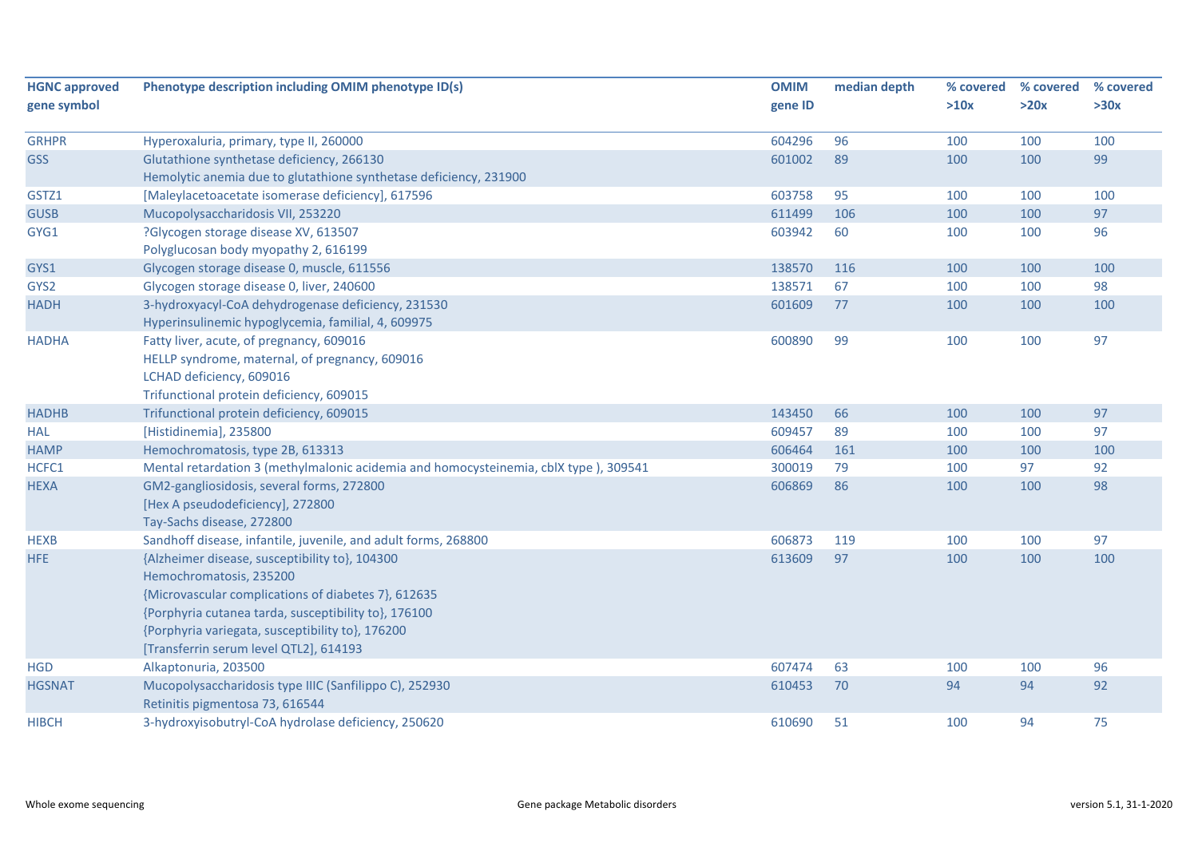| HGNC approved gene symbol | Phenotype description including OMIM phenotype ID(s) | OMIM gene ID | median depth | % covered >10x | % covered >20x | % covered >30x |
|---|---|---|---|---|---|---|
| GRHPR | Hyperoxaluria, primary, type II, 260000 | 604296 | 96 | 100 | 100 | 100 |
| GSS | Glutathione synthetase deficiency, 266130<br>Hemolytic anemia due to glutathione synthetase deficiency, 231900 | 601002 | 89 | 100 | 100 | 99 |
| GSTZ1 | [Maleylacetoacetate isomerase deficiency], 617596 | 603758 | 95 | 100 | 100 | 100 |
| GUSB | Mucopolysaccharidosis VII, 253220 | 611499 | 106 | 100 | 100 | 97 |
| GYG1 | ?Glycogen storage disease XV, 613507<br>Polyglucosan body myopathy 2, 616199 | 603942 | 60 | 100 | 100 | 96 |
| GYS1 | Glycogen storage disease 0, muscle, 611556 | 138570 | 116 | 100 | 100 | 100 |
| GYS2 | Glycogen storage disease 0, liver, 240600 | 138571 | 67 | 100 | 100 | 98 |
| HADH | 3-hydroxyacyl-CoA dehydrogenase deficiency, 231530<br>Hyperinsulinemic hypoglycemia, familial, 4, 609975 | 601609 | 77 | 100 | 100 | 100 |
| HADHA | Fatty liver, acute, of pregnancy, 609016<br>HELLP syndrome, maternal, of pregnancy, 609016<br>LCHAD deficiency, 609016<br>Trifunctional protein deficiency, 609015 | 600890 | 99 | 100 | 100 | 97 |
| HADHB | Trifunctional protein deficiency, 609015 | 143450 | 66 | 100 | 100 | 97 |
| HAL | [Histidinemia], 235800 | 609457 | 89 | 100 | 100 | 97 |
| HAMP | Hemochromatosis, type 2B, 613313 | 606464 | 161 | 100 | 100 | 100 |
| HCFC1 | Mental retardation 3 (methylmalonic acidemia and homocysteinemia, cblX type ), 309541 | 300019 | 79 | 100 | 97 | 92 |
| HEXA | GM2-gangliosidosis, several forms, 272800<br>[Hex A pseudodeficiency], 272800<br>Tay-Sachs disease, 272800 | 606869 | 86 | 100 | 100 | 98 |
| HEXB | Sandhoff disease, infantile, juvenile, and adult forms, 268800 | 606873 | 119 | 100 | 100 | 97 |
| HFE | {Alzheimer disease, susceptibility to}, 104300<br>Hemochromatosis, 235200<br>{Microvascular complications of diabetes 7}, 612635<br>{Porphyria cutanea tarda, susceptibility to}, 176100<br>{Porphyria variegata, susceptibility to}, 176200<br>[Transferrin serum level QTL2], 614193 | 613609 | 97 | 100 | 100 | 100 |
| HGD | Alkaptonuria, 203500 | 607474 | 63 | 100 | 100 | 96 |
| HGSNAT | Mucopolysaccharidosis type IIIC (Sanfilippo C), 252930<br>Retinitis pigmentosa 73, 616544 | 610453 | 70 | 94 | 94 | 92 |
| HIBCH | 3-hydroxyisobutyryl-CoA hydrolase deficiency, 250620 | 610690 | 51 | 100 | 94 | 75 |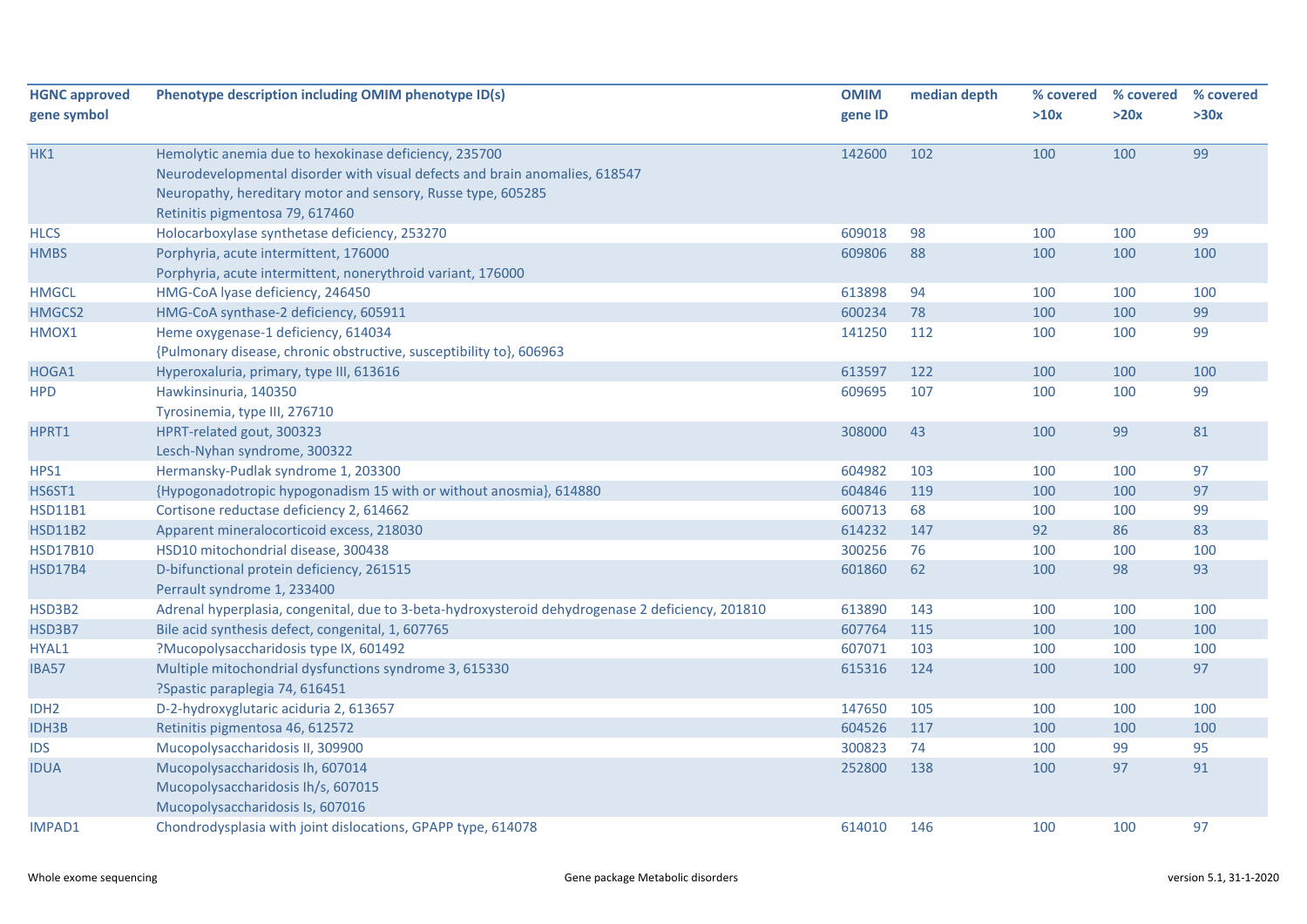| HGNC approved gene symbol | Phenotype description including OMIM phenotype ID(s) | OMIM gene ID | median depth | % covered >10x | % covered >20x | % covered >30x |
|---|---|---|---|---|---|---|
| HK1 | Hemolytic anemia due to hexokinase deficiency, 235700<br>Neurodevelopmental disorder with visual defects and brain anomalies, 618547<br>Neuropathy, hereditary motor and sensory, Russe type, 605285<br>Retinitis pigmentosa 79, 617460 | 142600 | 102 | 100 | 100 | 99 |
| HLCS | Holocarboxylase synthetase deficiency, 253270 | 609018 | 98 | 100 | 100 | 99 |
| HMBS | Porphyria, acute intermittent, 176000<br>Porphyria, acute intermittent, nonerythroid variant, 176000 | 609806 | 88 | 100 | 100 | 100 |
| HMGCL | HMG-CoA lyase deficiency, 246450 | 613898 | 94 | 100 | 100 | 100 |
| HMGCS2 | HMG-CoA synthase-2 deficiency, 605911 | 600234 | 78 | 100 | 100 | 99 |
| HMOX1 | Heme oxygenase-1 deficiency, 614034<br>{Pulmonary disease, chronic obstructive, susceptibility to}, 606963 | 141250 | 112 | 100 | 100 | 99 |
| HOGA1 | Hyperoxaluria, primary, type III, 613616 | 613597 | 122 | 100 | 100 | 100 |
| HPD | Hawkinsinuria, 140350<br>Tyrosinemia, type III, 276710 | 609695 | 107 | 100 | 100 | 99 |
| HPRT1 | HPRT-related gout, 300323<br>Lesch-Nyhan syndrome, 300322 | 308000 | 43 | 100 | 99 | 81 |
| HPS1 | Hermansky-Pudlak syndrome 1, 203300 | 604982 | 103 | 100 | 100 | 97 |
| HS6ST1 | {Hypogonadotropic hypogonadism 15 with or without anosmia}, 614880 | 604846 | 119 | 100 | 100 | 97 |
| HSD11B1 | Cortisone reductase deficiency 2, 614662 | 600713 | 68 | 100 | 100 | 99 |
| HSD11B2 | Apparent mineralocorticoid excess, 218030 | 614232 | 147 | 92 | 86 | 83 |
| HSD17B10 | HSD10 mitochondrial disease, 300438 | 300256 | 76 | 100 | 100 | 100 |
| HSD17B4 | D-bifunctional protein deficiency, 261515<br>Perrault syndrome 1, 233400 | 601860 | 62 | 100 | 98 | 93 |
| HSD3B2 | Adrenal hyperplasia, congenital, due to 3-beta-hydroxysteroid dehydrogenase 2 deficiency, 201810 | 613890 | 143 | 100 | 100 | 100 |
| HSD3B7 | Bile acid synthesis defect, congenital, 1, 607765 | 607764 | 115 | 100 | 100 | 100 |
| HYAL1 | ?Mucopolysaccharidosis type IX, 601492 | 607071 | 103 | 100 | 100 | 100 |
| IBA57 | Multiple mitochondrial dysfunctions syndrome 3, 615330<br>?Spastic paraplegia 74, 616451 | 615316 | 124 | 100 | 100 | 97 |
| IDH2 | D-2-hydroxyglutaric aciduria 2, 613657 | 147650 | 105 | 100 | 100 | 100 |
| IDH3B | Retinitis pigmentosa 46, 612572 | 604526 | 117 | 100 | 100 | 100 |
| IDS | Mucopolysaccharidosis II, 309900 | 300823 | 74 | 100 | 99 | 95 |
| IDUA | Mucopolysaccharidosis Ih, 607014<br>Mucopolysaccharidosis Ih/s, 607015<br>Mucopolysaccharidosis Is, 607016 | 252800 | 138 | 100 | 97 | 91 |
| IMPAD1 | Chondrodysplasia with joint dislocations, GPAPP type, 614078 | 614010 | 146 | 100 | 100 | 97 |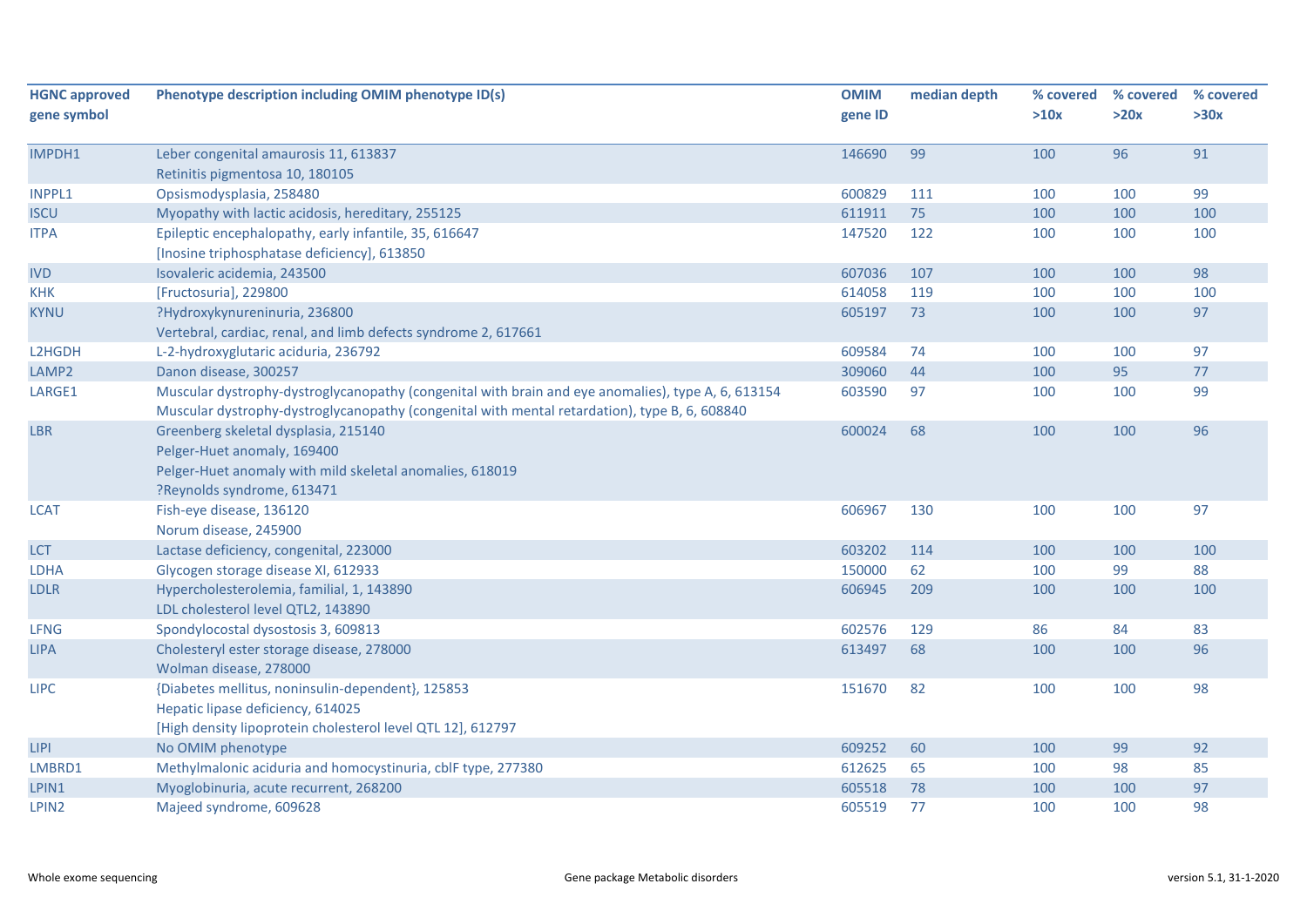| HGNC approved gene symbol | Phenotype description including OMIM phenotype ID(s) | OMIM gene ID | median depth | % covered >10x | % covered >20x | % covered >30x |
|---|---|---|---|---|---|---|
| IMPDH1 | Leber congenital amaurosis 11, 613837<br>Retinitis pigmentosa 10, 180105 | 146690 | 99 | 100 | 96 | 91 |
| INPPL1 | Opsismodysplasia, 258480 | 600829 | 111 | 100 | 100 | 99 |
| ISCU | Myopathy with lactic acidosis, hereditary, 255125 | 611911 | 75 | 100 | 100 | 100 |
| ITPA | Epileptic encephalopathy, early infantile, 35, 616647<br>[Inosine triphosphatase deficiency], 613850 | 147520 | 122 | 100 | 100 | 100 |
| IVD | Isovaleric acidemia, 243500 | 607036 | 107 | 100 | 100 | 98 |
| KHK | [Fructosuria], 229800 | 614058 | 119 | 100 | 100 | 100 |
| KYNU | ?Hydroxykynureninuria, 236800<br>Vertebral, cardiac, renal, and limb defects syndrome 2, 617661 | 605197 | 73 | 100 | 100 | 97 |
| L2HGDH | L-2-hydroxyglutaric aciduria, 236792 | 609584 | 74 | 100 | 100 | 97 |
| LAMP2 | Danon disease, 300257 | 309060 | 44 | 100 | 95 | 77 |
| LARGE1 | Muscular dystrophy-dystroglycanopathy (congenital with brain and eye anomalies), type A, 6, 613154<br>Muscular dystrophy-dystroglycanopathy (congenital with mental retardation), type B, 6, 608840 | 603590 | 97 | 100 | 100 | 99 |
| LBR | Greenberg skeletal dysplasia, 215140<br>Pelger-Huet anomaly, 169400<br>Pelger-Huet anomaly with mild skeletal anomalies, 618019<br>?Reynolds syndrome, 613471 | 600024 | 68 | 100 | 100 | 96 |
| LCAT | Fish-eye disease, 136120<br>Norum disease, 245900 | 606967 | 130 | 100 | 100 | 97 |
| LCT | Lactase deficiency, congenital, 223000 | 603202 | 114 | 100 | 100 | 100 |
| LDHA | Glycogen storage disease XI, 612933 | 150000 | 62 | 100 | 99 | 88 |
| LDLR | Hypercholesterolemia, familial, 1, 143890<br>LDL cholesterol level QTL2, 143890 | 606945 | 209 | 100 | 100 | 100 |
| LFNG | Spondylocostal dysostosis 3, 609813 | 602576 | 129 | 86 | 84 | 83 |
| LIPA | Cholesteryl ester storage disease, 278000<br>Wolman disease, 278000 | 613497 | 68 | 100 | 100 | 96 |
| LIPC | {Diabetes mellitus, noninsulin-dependent}, 125853<br>Hepatic lipase deficiency, 614025<br>[High density lipoprotein cholesterol level QTL 12], 612797 | 151670 | 82 | 100 | 100 | 98 |
| LIPI | No OMIM phenotype | 609252 | 60 | 100 | 99 | 92 |
| LMBRD1 | Methylmalonic aciduria and homocystinuria, cblF type, 277380 | 612625 | 65 | 100 | 98 | 85 |
| LPIN1 | Myoglobinuria, acute recurrent, 268200 | 605518 | 78 | 100 | 100 | 97 |
| LPIN2 | Majeed syndrome, 609628 | 605519 | 77 | 100 | 100 | 98 |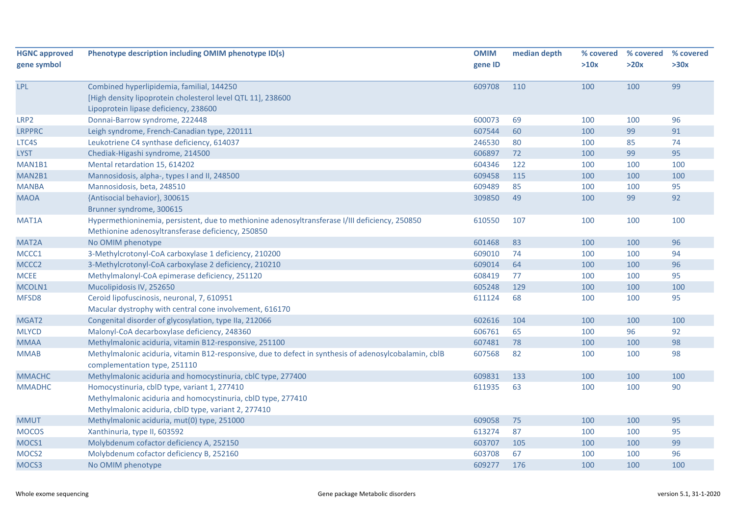| HGNC approved gene symbol | Phenotype description including OMIM phenotype ID(s) | OMIM gene ID | median depth | % covered >10x | % covered >20x | % covered >30x |
|---|---|---|---|---|---|---|
| LPL | Combined hyperlipidemia, familial, 144250<br>[High density lipoprotein cholesterol level QTL 11], 238600<br>Lipoprotein lipase deficiency, 238600 | 609708 | 110 | 100 | 100 | 99 |
| LRP2 | Donnai-Barrow syndrome, 222448 | 600073 | 69 | 100 | 100 | 96 |
| LRPPRC | Leigh syndrome, French-Canadian type, 220111 | 607544 | 60 | 100 | 99 | 91 |
| LTC4S | Leukotriene C4 synthase deficiency, 614037 | 246530 | 80 | 100 | 85 | 74 |
| LYST | Chediak-Higashi syndrome, 214500 | 606897 | 72 | 100 | 99 | 95 |
| MAN1B1 | Mental retardation 15, 614202 | 604346 | 122 | 100 | 100 | 100 |
| MAN2B1 | Mannosidosis, alpha-, types I and II, 248500 | 609458 | 115 | 100 | 100 | 100 |
| MANBA | Mannosidosis, beta, 248510 | 609489 | 85 | 100 | 100 | 95 |
| MAOA | {Antisocial behavior}, 300615<br>Brunner syndrome, 300615 | 309850 | 49 | 100 | 99 | 92 |
| MAT1A | Hypermethioninemia, persistent, due to methionine adenosyltransferase I/III deficiency, 250850<br>Methionine adenosyltransferase deficiency, 250850 | 610550 | 107 | 100 | 100 | 100 |
| MAT2A | No OMIM phenotype | 601468 | 83 | 100 | 100 | 96 |
| MCCC1 | 3-Methylcrotonyl-CoA carboxylase 1 deficiency, 210200 | 609010 | 74 | 100 | 100 | 94 |
| MCCC2 | 3-Methylcrotonyl-CoA carboxylase 2 deficiency, 210210 | 609014 | 64 | 100 | 100 | 96 |
| MCEE | Methylmalonyl-CoA epimerase deficiency, 251120 | 608419 | 77 | 100 | 100 | 95 |
| MCOLN1 | Mucolipidosis IV, 252650 | 605248 | 129 | 100 | 100 | 100 |
| MFSD8 | Ceroid lipofuscinosis, neuronal, 7, 610951<br>Macular dystrophy with central cone involvement, 616170 | 611124 | 68 | 100 | 100 | 95 |
| MGAT2 | Congenital disorder of glycosylation, type IIa, 212066 | 602616 | 104 | 100 | 100 | 100 |
| MLYCD | Malonyl-CoA decarboxylase deficiency, 248360 | 606761 | 65 | 100 | 96 | 92 |
| MMAA | Methylmalonic aciduria, vitamin B12-responsive, 251100 | 607481 | 78 | 100 | 100 | 98 |
| MMAB | Methylmalonic aciduria, vitamin B12-responsive, due to defect in synthesis of adenosylcobalamin, cblB complementation type, 251110 | 607568 | 82 | 100 | 100 | 98 |
| MMACHC | Methylmalonic aciduria and homocystinuria, cblC type, 277400 | 609831 | 133 | 100 | 100 | 100 |
| MMADHC | Homocystinuria, cblD type, variant 1, 277410<br>Methylmalonic aciduria and homocystinuria, cblD type, 277410<br>Methylmalonic aciduria, cblD type, variant 2, 277410 | 611935 | 63 | 100 | 100 | 90 |
| MMUT | Methylmalonic aciduria, mut(0) type, 251000 | 609058 | 75 | 100 | 100 | 95 |
| MOCOS | Xanthinuria, type II, 603592 | 613274 | 87 | 100 | 100 | 95 |
| MOCS1 | Molybdenum cofactor deficiency A, 252150 | 603707 | 105 | 100 | 100 | 99 |
| MOCS2 | Molybdenum cofactor deficiency B, 252160 | 603708 | 67 | 100 | 100 | 96 |
| MOCS3 | No OMIM phenotype | 609277 | 176 | 100 | 100 | 100 |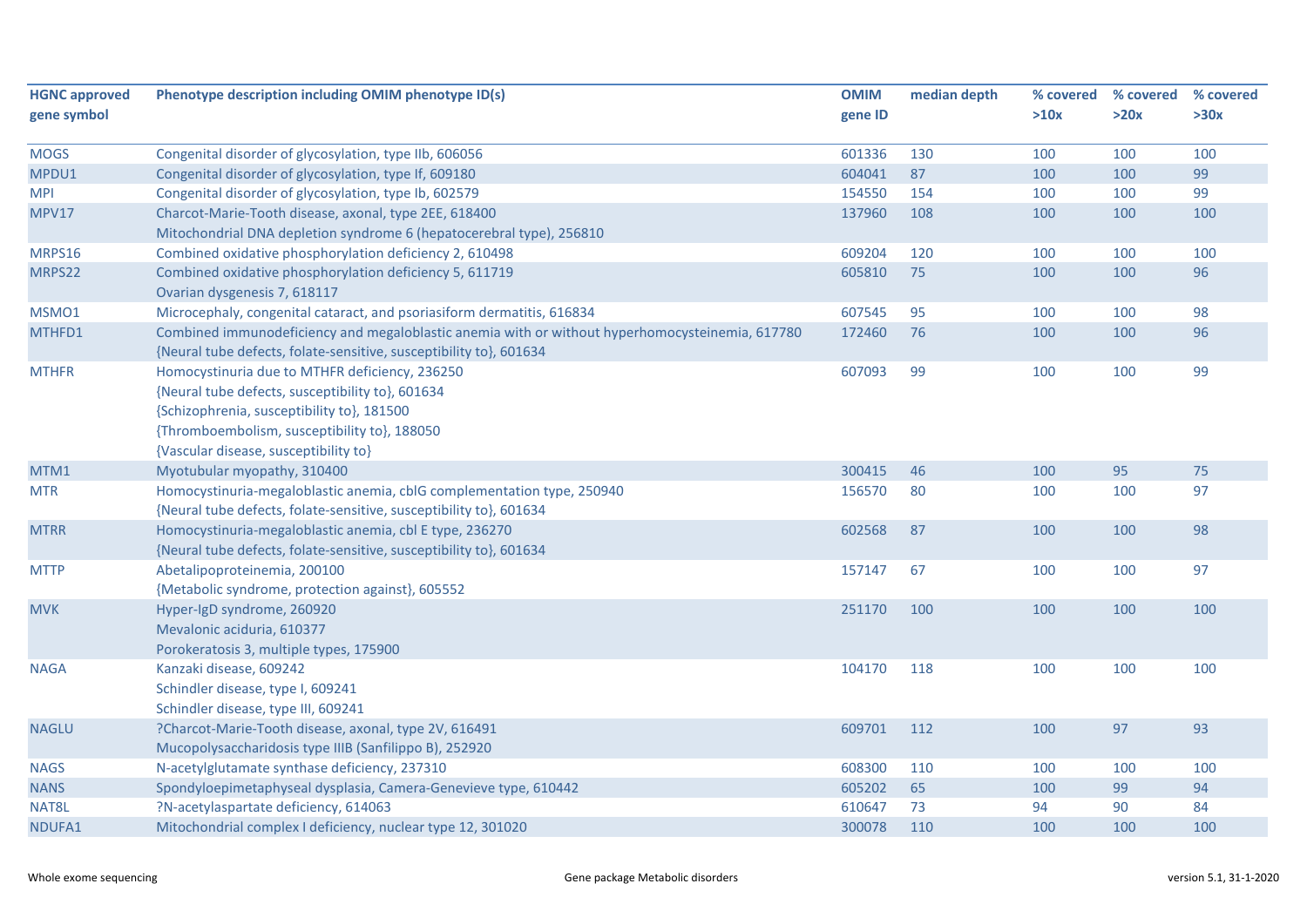| HGNC approved gene symbol | Phenotype description including OMIM phenotype ID(s) | OMIM gene ID | median depth | % covered >10x | % covered >20x | % covered >30x |
|---|---|---|---|---|---|---|
| MOGS | Congenital disorder of glycosylation, type IIb, 606056 | 601336 | 130 | 100 | 100 | 100 |
| MPDU1 | Congenital disorder of glycosylation, type If, 609180 | 604041 | 87 | 100 | 100 | 99 |
| MPI | Congenital disorder of glycosylation, type Ib, 602579 | 154550 | 154 | 100 | 100 | 99 |
| MPV17 | Charcot-Marie-Tooth disease, axonal, type 2EE, 618400<br>Mitochondrial DNA depletion syndrome 6 (hepatocerebral type), 256810 | 137960 | 108 | 100 | 100 | 100 |
| MRPS16 | Combined oxidative phosphorylation deficiency 2, 610498 | 609204 | 120 | 100 | 100 | 100 |
| MRPS22 | Combined oxidative phosphorylation deficiency 5, 611719<br>Ovarian dysgenesis 7, 618117 | 605810 | 75 | 100 | 100 | 96 |
| MSMO1 | Microcephaly, congenital cataract, and psoriasiform dermatitis, 616834 | 607545 | 95 | 100 | 100 | 98 |
| MTHFD1 | Combined immunodeficiency and megaloblastic anemia with or without hyperhomocysteinemia, 617780<br>{Neural tube defects, folate-sensitive, susceptibility to}, 601634 | 172460 | 76 | 100 | 100 | 96 |
| MTHFR | Homocystinuria due to MTHFR deficiency, 236250<br>{Neural tube defects, susceptibility to}, 601634<br>{Schizophrenia, susceptibility to}, 181500<br>{Thromboembolism, susceptibility to}, 188050<br>{Vascular disease, susceptibility to} | 607093 | 99 | 100 | 100 | 99 |
| MTM1 | Myotubular myopathy, 310400 | 300415 | 46 | 100 | 95 | 75 |
| MTR | Homocystinuria-megaloblastic anemia, cblG complementation type, 250940<br>{Neural tube defects, folate-sensitive, susceptibility to}, 601634 | 156570 | 80 | 100 | 100 | 97 |
| MTRR | Homocystinuria-megaloblastic anemia, cbl E type, 236270<br>{Neural tube defects, folate-sensitive, susceptibility to}, 601634 | 602568 | 87 | 100 | 100 | 98 |
| MTTP | Abetalipoproteinemia, 200100<br>{Metabolic syndrome, protection against}, 605552 | 157147 | 67 | 100 | 100 | 97 |
| MVK | Hyper-IgD syndrome, 260920<br>Mevalonic aciduria, 610377<br>Porokeratosis 3, multiple types, 175900 | 251170 | 100 | 100 | 100 | 100 |
| NAGA | Kanzaki disease, 609242<br>Schindler disease, type I, 609241<br>Schindler disease, type III, 609241 | 104170 | 118 | 100 | 100 | 100 |
| NAGLU | ?Charcot-Marie-Tooth disease, axonal, type 2V, 616491<br>Mucopolysaccharidosis type IIIB (Sanfilippo B), 252920 | 609701 | 112 | 100 | 97 | 93 |
| NAGS | N-acetylglutamate synthase deficiency, 237310 | 608300 | 110 | 100 | 100 | 100 |
| NANS | Spondyloepimetaphyseal dysplasia, Camera-Genevieve type, 610442 | 605202 | 65 | 100 | 99 | 94 |
| NAT8L | ?N-acetylaspartate deficiency, 614063 | 610647 | 73 | 94 | 90 | 84 |
| NDUFA1 | Mitochondrial complex I deficiency, nuclear type 12, 301020 | 300078 | 110 | 100 | 100 | 100 |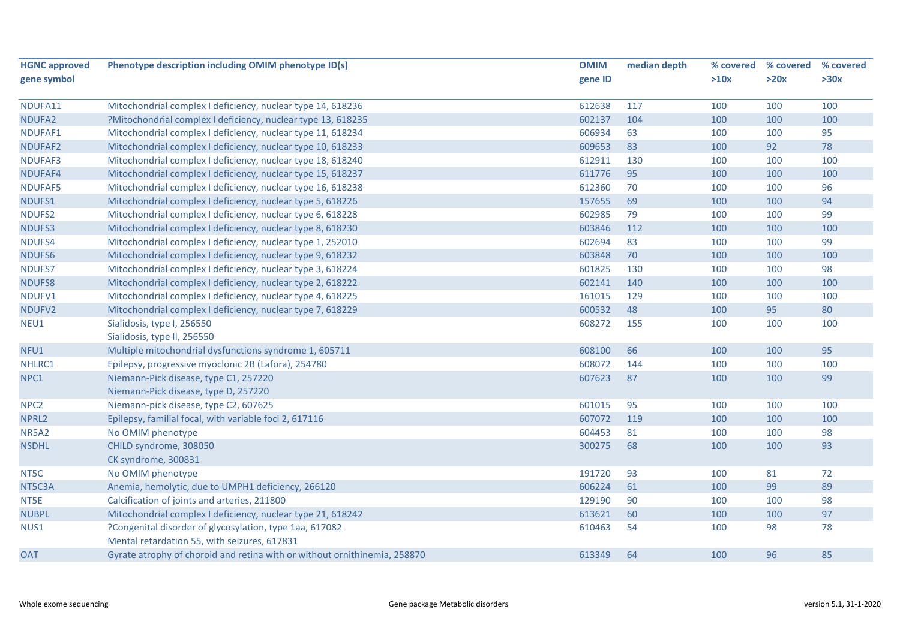| HGNC approved gene symbol | Phenotype description including OMIM phenotype ID(s) | OMIM gene ID | median depth | % covered >10x | % covered >20x | % covered >30x |
|---|---|---|---|---|---|---|
| NDUFA11 | Mitochondrial complex I deficiency, nuclear type 14, 618236 | 612638 | 117 | 100 | 100 | 100 |
| NDUFA2 | ?Mitochondrial complex I deficiency, nuclear type 13, 618235 | 602137 | 104 | 100 | 100 | 100 |
| NDUFAF1 | Mitochondrial complex I deficiency, nuclear type 11, 618234 | 606934 | 63 | 100 | 100 | 95 |
| NDUFAF2 | Mitochondrial complex I deficiency, nuclear type 10, 618233 | 609653 | 83 | 100 | 92 | 78 |
| NDUFAF3 | Mitochondrial complex I deficiency, nuclear type 18, 618240 | 612911 | 130 | 100 | 100 | 100 |
| NDUFAF4 | Mitochondrial complex I deficiency, nuclear type 15, 618237 | 611776 | 95 | 100 | 100 | 100 |
| NDUFAF5 | Mitochondrial complex I deficiency, nuclear type 16, 618238 | 612360 | 70 | 100 | 100 | 96 |
| NDUFS1 | Mitochondrial complex I deficiency, nuclear type 5, 618226 | 157655 | 69 | 100 | 100 | 94 |
| NDUFS2 | Mitochondrial complex I deficiency, nuclear type 6, 618228 | 602985 | 79 | 100 | 100 | 99 |
| NDUFS3 | Mitochondrial complex I deficiency, nuclear type 8, 618230 | 603846 | 112 | 100 | 100 | 100 |
| NDUFS4 | Mitochondrial complex I deficiency, nuclear type 1, 252010 | 602694 | 83 | 100 | 100 | 99 |
| NDUFS6 | Mitochondrial complex I deficiency, nuclear type 9, 618232 | 603848 | 70 | 100 | 100 | 100 |
| NDUFS7 | Mitochondrial complex I deficiency, nuclear type 3, 618224 | 601825 | 130 | 100 | 100 | 98 |
| NDUFS8 | Mitochondrial complex I deficiency, nuclear type 2, 618222 | 602141 | 140 | 100 | 100 | 100 |
| NDUFV1 | Mitochondrial complex I deficiency, nuclear type 4, 618225 | 161015 | 129 | 100 | 100 | 100 |
| NDUFV2 | Mitochondrial complex I deficiency, nuclear type 7, 618229 | 600532 | 48 | 100 | 95 | 80 |
| NEU1 | Sialidosis, type I, 256550<br>Sialidosis, type II, 256550 | 608272 | 155 | 100 | 100 | 100 |
| NFU1 | Multiple mitochondrial dysfunctions syndrome 1, 605711 | 608100 | 66 | 100 | 100 | 95 |
| NHLRC1 | Epilepsy, progressive myoclonic 2B (Lafora), 254780 | 608072 | 144 | 100 | 100 | 100 |
| NPC1 | Niemann-Pick disease, type C1, 257220<br>Niemann-Pick disease, type D, 257220 | 607623 | 87 | 100 | 100 | 99 |
| NPC2 | Niemann-pick disease, type C2, 607625 | 601015 | 95 | 100 | 100 | 100 |
| NPRL2 | Epilepsy, familial focal, with variable foci 2, 617116 | 607072 | 119 | 100 | 100 | 100 |
| NR5A2 | No OMIM phenotype | 604453 | 81 | 100 | 100 | 98 |
| NSDHL | CHILD syndrome, 308050<br>CK syndrome, 300831 | 300275 | 68 | 100 | 100 | 93 |
| NT5C | No OMIM phenotype | 191720 | 93 | 100 | 81 | 72 |
| NT5C3A | Anemia, hemolytic, due to UMPH1 deficiency, 266120 | 606224 | 61 | 100 | 99 | 89 |
| NT5E | Calcification of joints and arteries, 211800 | 129190 | 90 | 100 | 100 | 98 |
| NUBPL | Mitochondrial complex I deficiency, nuclear type 21, 618242 | 613621 | 60 | 100 | 100 | 97 |
| NUS1 | ?Congenital disorder of glycosylation, type 1aa, 617082<br>Mental retardation 55, with seizures, 617831 | 610463 | 54 | 100 | 98 | 78 |
| OAT | Gyrate atrophy of choroid and retina with or without ornithinemia, 258870 | 613349 | 64 | 100 | 96 | 85 |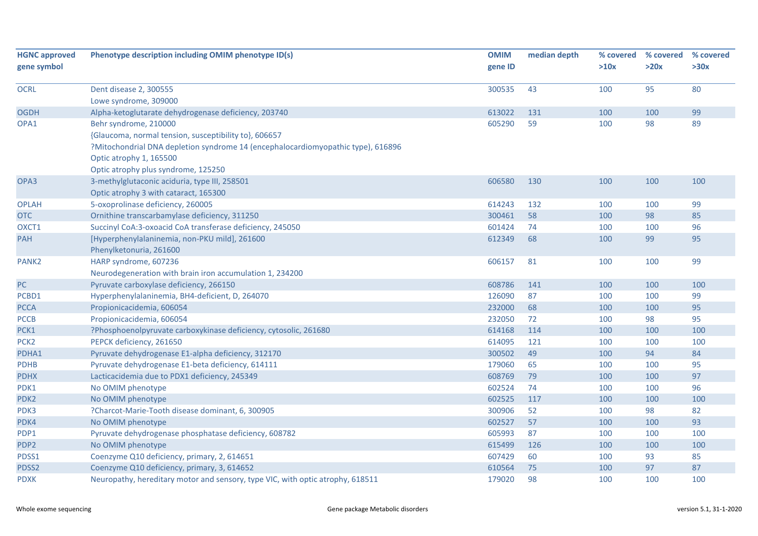| HGNC approved gene symbol | Phenotype description including OMIM phenotype ID(s) | OMIM gene ID | median depth | % covered >10x | % covered >20x | % covered >30x |
|---|---|---|---|---|---|---|
| OCRL | Dent disease 2, 300555<br>Lowe syndrome, 309000 | 300535 | 43 | 100 | 95 | 80 |
| OGDH | Alpha-ketoglutarate dehydrogenase deficiency, 203740 | 613022 | 131 | 100 | 100 | 99 |
| OPA1 | Behr syndrome, 210000<br>{Glaucoma, normal tension, susceptibility to}, 606657<br>?Mitochondrial DNA depletion syndrome 14 (encephalocardiomyopathic type), 616896<br>Optic atrophy 1, 165500<br>Optic atrophy plus syndrome, 125250 | 605290 | 59 | 100 | 98 | 89 |
| OPA3 | 3-methylglutaconic aciduria, type III, 258501<br>Optic atrophy 3 with cataract, 165300 | 606580 | 130 | 100 | 100 | 100 |
| OPLAH | 5-oxoprolinase deficiency, 260005 | 614243 | 132 | 100 | 100 | 99 |
| OTC | Ornithine transcarbamylase deficiency, 311250 | 300461 | 58 | 100 | 98 | 85 |
| OXCT1 | Succinyl CoA:3-oxoacid CoA transferase deficiency, 245050 | 601424 | 74 | 100 | 100 | 96 |
| PAH | [Hyperphenylalaninemia, non-PKU mild], 261600<br>Phenylketonuria, 261600 | 612349 | 68 | 100 | 99 | 95 |
| PANK2 | HARP syndrome, 607236<br>Neurodegeneration with brain iron accumulation 1, 234200 | 606157 | 81 | 100 | 100 | 99 |
| PC | Pyruvate carboxylase deficiency, 266150 | 608786 | 141 | 100 | 100 | 100 |
| PCBD1 | Hyperphenylalaninemia, BH4-deficient, D, 264070 | 126090 | 87 | 100 | 100 | 99 |
| PCCA | Propionicacidemia, 606054 | 232000 | 68 | 100 | 100 | 95 |
| PCCB | Propionicacidemia, 606054 | 232050 | 72 | 100 | 98 | 95 |
| PCK1 | ?Phosphoenolpyruvate carboxykinase deficiency, cytosolic, 261680 | 614168 | 114 | 100 | 100 | 100 |
| PCK2 | PEPCK deficiency, 261650 | 614095 | 121 | 100 | 100 | 100 |
| PDHA1 | Pyruvate dehydrogenase E1-alpha deficiency, 312170 | 300502 | 49 | 100 | 94 | 84 |
| PDHB | Pyruvate dehydrogenase E1-beta deficiency, 614111 | 179060 | 65 | 100 | 100 | 95 |
| PDHX | Lacticacidemia due to PDX1 deficiency, 245349 | 608769 | 79 | 100 | 100 | 97 |
| PDK1 | No OMIM phenotype | 602524 | 74 | 100 | 100 | 96 |
| PDK2 | No OMIM phenotype | 602525 | 117 | 100 | 100 | 100 |
| PDK3 | ?Charcot-Marie-Tooth disease dominant, 6, 300905 | 300906 | 52 | 100 | 98 | 82 |
| PDK4 | No OMIM phenotype | 602527 | 57 | 100 | 100 | 93 |
| PDP1 | Pyruvate dehydrogenase phosphatase deficiency, 608782 | 605993 | 87 | 100 | 100 | 100 |
| PDP2 | No OMIM phenotype | 615499 | 126 | 100 | 100 | 100 |
| PDSS1 | Coenzyme Q10 deficiency, primary, 2, 614651 | 607429 | 60 | 100 | 93 | 85 |
| PDSS2 | Coenzyme Q10 deficiency, primary, 3, 614652 | 610564 | 75 | 100 | 97 | 87 |
| PDXK | Neuropathy, hereditary motor and sensory, type VIC, with optic atrophy, 618511 | 179020 | 98 | 100 | 100 | 100 |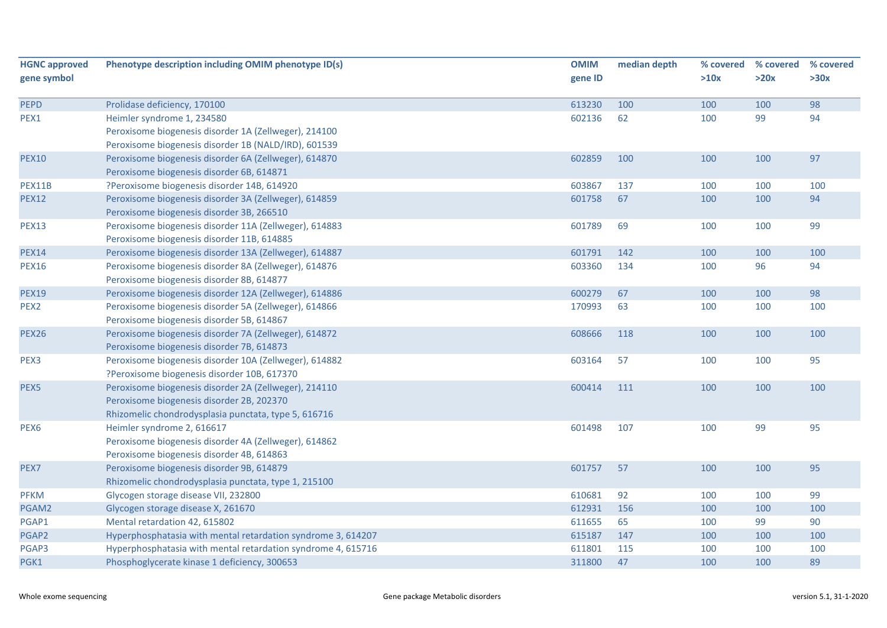| HGNC approved gene symbol | Phenotype description including OMIM phenotype ID(s) | OMIM gene ID | median depth | % covered >10x | % covered >20x | % covered >30x |
|---|---|---|---|---|---|---|
| PEPD | Prolidase deficiency, 170100 | 613230 | 100 | 100 | 100 | 98 |
| PEX1 | Heimler syndrome 1, 234580<br>Peroxisome biogenesis disorder 1A (Zellweger), 214100<br>Peroxisome biogenesis disorder 1B (NALD/IRD), 601539 | 602136 | 62 | 100 | 99 | 94 |
| PEX10 | Peroxisome biogenesis disorder 6A (Zellweger), 614870<br>Peroxisome biogenesis disorder 6B, 614871 | 602859 | 100 | 100 | 100 | 97 |
| PEX11B | ?Peroxisome biogenesis disorder 14B, 614920 | 603867 | 137 | 100 | 100 | 100 |
| PEX12 | Peroxisome biogenesis disorder 3A (Zellweger), 614859<br>Peroxisome biogenesis disorder 3B, 266510 | 601758 | 67 | 100 | 100 | 94 |
| PEX13 | Peroxisome biogenesis disorder 11A (Zellweger), 614883<br>Peroxisome biogenesis disorder 11B, 614885 | 601789 | 69 | 100 | 100 | 99 |
| PEX14 | Peroxisome biogenesis disorder 13A (Zellweger), 614887 | 601791 | 142 | 100 | 100 | 100 |
| PEX16 | Peroxisome biogenesis disorder 8A (Zellweger), 614876<br>Peroxisome biogenesis disorder 8B, 614877 | 603360 | 134 | 100 | 96 | 94 |
| PEX19 | Peroxisome biogenesis disorder 12A (Zellweger), 614886 | 600279 | 67 | 100 | 100 | 98 |
| PEX2 | Peroxisome biogenesis disorder 5A (Zellweger), 614866<br>Peroxisome biogenesis disorder 5B, 614867 | 170993 | 63 | 100 | 100 | 100 |
| PEX26 | Peroxisome biogenesis disorder 7A (Zellweger), 614872<br>Peroxisome biogenesis disorder 7B, 614873 | 608666 | 118 | 100 | 100 | 100 |
| PEX3 | Peroxisome biogenesis disorder 10A (Zellweger), 614882<br>?Peroxisome biogenesis disorder 10B, 617370 | 603164 | 57 | 100 | 100 | 95 |
| PEX5 | Peroxisome biogenesis disorder 2A (Zellweger), 214110<br>Peroxisome biogenesis disorder 2B, 202370<br>Rhizomelic chondrodysplasia punctata, type 5, 616716 | 600414 | 111 | 100 | 100 | 100 |
| PEX6 | Heimler syndrome 2, 616617<br>Peroxisome biogenesis disorder 4A (Zellweger), 614862<br>Peroxisome biogenesis disorder 4B, 614863 | 601498 | 107 | 100 | 99 | 95 |
| PEX7 | Peroxisome biogenesis disorder 9B, 614879<br>Rhizomelic chondrodysplasia punctata, type 1, 215100 | 601757 | 57 | 100 | 100 | 95 |
| PFKM | Glycogen storage disease VII, 232800 | 610681 | 92 | 100 | 100 | 99 |
| PGAM2 | Glycogen storage disease X, 261670 | 612931 | 156 | 100 | 100 | 100 |
| PGAP1 | Mental retardation 42, 615802 | 611655 | 65 | 100 | 99 | 90 |
| PGAP2 | Hyperphosphatasia with mental retardation syndrome 3, 614207 | 615187 | 147 | 100 | 100 | 100 |
| PGAP3 | Hyperphosphatasia with mental retardation syndrome 4, 615716 | 611801 | 115 | 100 | 100 | 100 |
| PGK1 | Phosphoglycerate kinase 1 deficiency, 300653 | 311800 | 47 | 100 | 100 | 89 |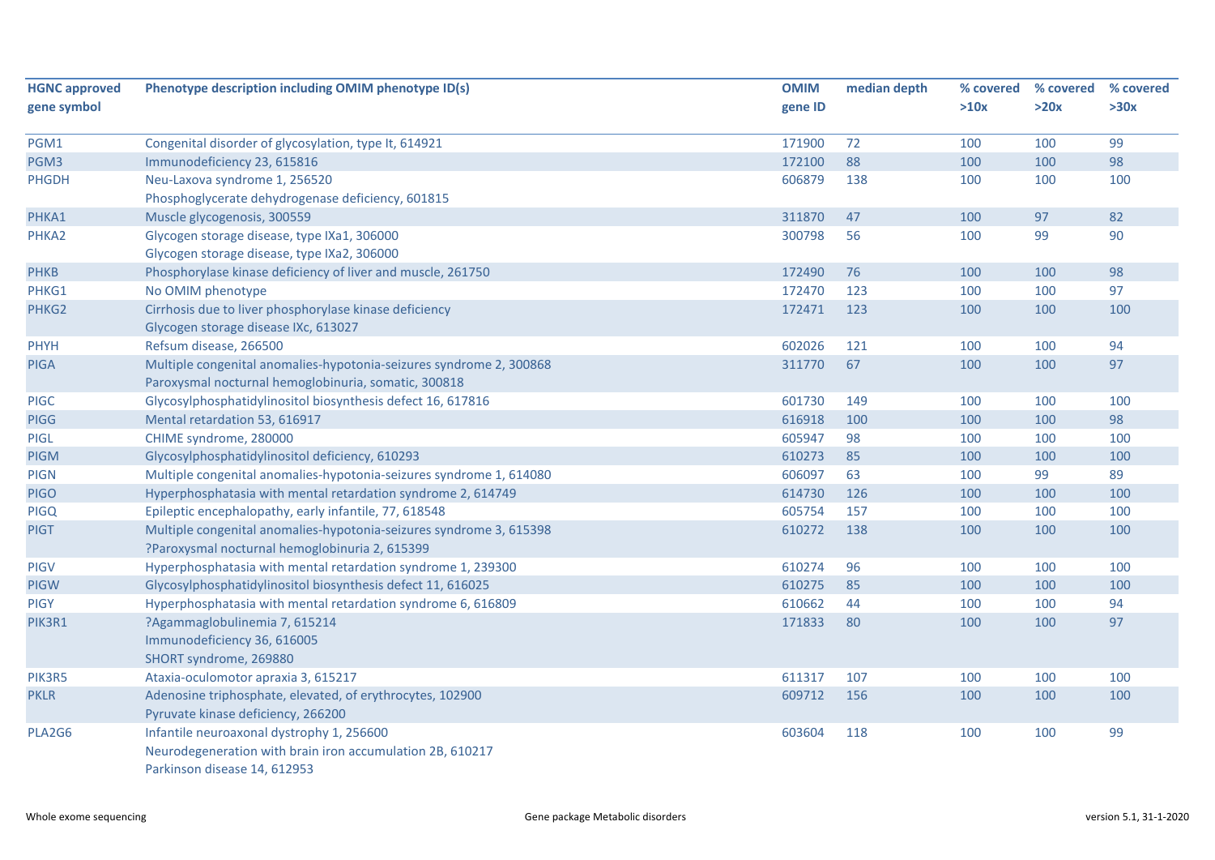| HGNC approved gene symbol | Phenotype description including OMIM phenotype ID(s) | OMIM gene ID | median depth | % covered >10x | % covered >20x | % covered >30x |
|---|---|---|---|---|---|---|
| PGM1 | Congenital disorder of glycosylation, type It, 614921 | 171900 | 72 | 100 | 100 | 99 |
| PGM3 | Immunodeficiency 23, 615816 | 172100 | 88 | 100 | 100 | 98 |
| PHGDH | Neu-Laxova syndrome 1, 256520<br>Phosphoglycerate dehydrogenase deficiency, 601815 | 606879 | 138 | 100 | 100 | 100 |
| PHKA1 | Muscle glycogenosis, 300559 | 311870 | 47 | 100 | 97 | 82 |
| PHKA2 | Glycogen storage disease, type IXa1, 306000<br>Glycogen storage disease, type IXa2, 306000 | 300798 | 56 | 100 | 99 | 90 |
| PHKB | Phosphorylase kinase deficiency of liver and muscle, 261750 | 172490 | 76 | 100 | 100 | 98 |
| PHKG1 | No OMIM phenotype | 172470 | 123 | 100 | 100 | 97 |
| PHKG2 | Cirrhosis due to liver phosphorylase kinase deficiency<br>Glycogen storage disease IXc, 613027 | 172471 | 123 | 100 | 100 | 100 |
| PHYH | Refsum disease, 266500 | 602026 | 121 | 100 | 100 | 94 |
| PIGA | Multiple congenital anomalies-hypotonia-seizures syndrome 2, 300868<br>Paroxysmal nocturnal hemoglobinuria, somatic, 300818 | 311770 | 67 | 100 | 100 | 97 |
| PIGC | Glycosylphosphatidylinositol biosynthesis defect 16, 617816 | 601730 | 149 | 100 | 100 | 100 |
| PIGG | Mental retardation 53, 616917 | 616918 | 100 | 100 | 100 | 98 |
| PIGL | CHIME syndrome, 280000 | 605947 | 98 | 100 | 100 | 100 |
| PIGM | Glycosylphosphatidylinositol deficiency, 610293 | 610273 | 85 | 100 | 100 | 100 |
| PIGN | Multiple congenital anomalies-hypotonia-seizures syndrome 1, 614080 | 606097 | 63 | 100 | 99 | 89 |
| PIGO | Hyperphosphatasia with mental retardation syndrome 2, 614749 | 614730 | 126 | 100 | 100 | 100 |
| PIGQ | Epileptic encephalopathy, early infantile, 77, 618548 | 605754 | 157 | 100 | 100 | 100 |
| PIGT | Multiple congenital anomalies-hypotonia-seizures syndrome 3, 615398<br>?Paroxysmal nocturnal hemoglobinuria 2, 615399 | 610272 | 138 | 100 | 100 | 100 |
| PIGV | Hyperphosphatasia with mental retardation syndrome 1, 239300 | 610274 | 96 | 100 | 100 | 100 |
| PIGW | Glycosylphosphatidylinositol biosynthesis defect 11, 616025 | 610275 | 85 | 100 | 100 | 100 |
| PIGY | Hyperphosphatasia with mental retardation syndrome 6, 616809 | 610662 | 44 | 100 | 100 | 94 |
| PIK3R1 | ?Agammaglobulinemia 7, 615214<br>Immunodeficiency 36, 616005<br>SHORT syndrome, 269880 | 171833 | 80 | 100 | 100 | 97 |
| PIK3R5 | Ataxia-oculomotor apraxia 3, 615217 | 611317 | 107 | 100 | 100 | 100 |
| PKLR | Adenosine triphosphate, elevated, of erythrocytes, 102900<br>Pyruvate kinase deficiency, 266200 | 609712 | 156 | 100 | 100 | 100 |
| PLA2G6 | Infantile neuroaxonal dystrophy 1, 256600<br>Neurodegeneration with brain iron accumulation 2B, 610217<br>Parkinson disease 14, 612953 | 603604 | 118 | 100 | 100 | 99 |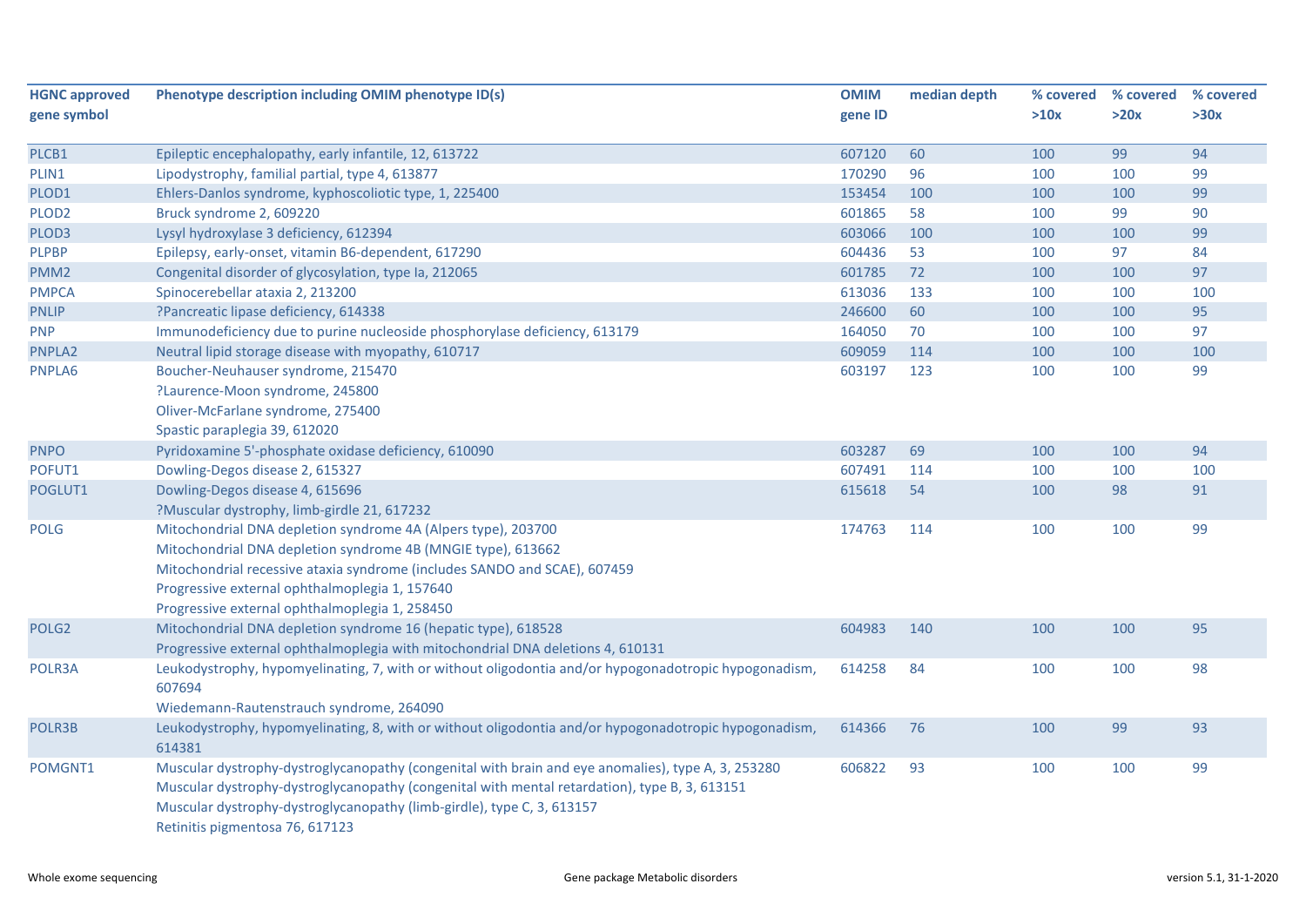| HGNC approved gene symbol | Phenotype description including OMIM phenotype ID(s) | OMIM gene ID | median depth | % covered >10x | % covered >20x | % covered >30x |
|---|---|---|---|---|---|---|
| PLCB1 | Epileptic encephalopathy, early infantile, 12, 613722 | 607120 | 60 | 100 | 99 | 94 |
| PLIN1 | Lipodystrophy, familial partial, type 4, 613877 | 170290 | 96 | 100 | 100 | 99 |
| PLOD1 | Ehlers-Danlos syndrome, kyphoscoliotic type, 1, 225400 | 153454 | 100 | 100 | 100 | 99 |
| PLOD2 | Bruck syndrome 2, 609220 | 601865 | 58 | 100 | 99 | 90 |
| PLOD3 | Lysyl hydroxylase 3 deficiency, 612394 | 603066 | 100 | 100 | 100 | 99 |
| PLPBP | Epilepsy, early-onset, vitamin B6-dependent, 617290 | 604436 | 53 | 100 | 97 | 84 |
| PMM2 | Congenital disorder of glycosylation, type Ia, 212065 | 601785 | 72 | 100 | 100 | 97 |
| PMPCA | Spinocerebellar ataxia 2, 213200 | 613036 | 133 | 100 | 100 | 100 |
| PNLIP | ?Pancreatic lipase deficiency, 614338 | 246600 | 60 | 100 | 100 | 95 |
| PNP | Immunodeficiency due to purine nucleoside phosphorylase deficiency, 613179 | 164050 | 70 | 100 | 100 | 97 |
| PNPLA2 | Neutral lipid storage disease with myopathy, 610717 | 609059 | 114 | 100 | 100 | 100 |
| PNPLA6 | Boucher-Neuhauser syndrome, 215470<br>?Laurence-Moon syndrome, 245800<br>Oliver-McFarlane syndrome, 275400<br>Spastic paraplegia 39, 612020 | 603197 | 123 | 100 | 100 | 99 |
| PNPO | Pyridoxamine 5'-phosphate oxidase deficiency, 610090 | 603287 | 69 | 100 | 100 | 94 |
| POFUT1 | Dowling-Degos disease 2, 615327 | 607491 | 114 | 100 | 100 | 100 |
| POGLUT1 | Dowling-Degos disease 4, 615696<br>?Muscular dystrophy, limb-girdle 21, 617232 | 615618 | 54 | 100 | 98 | 91 |
| POLG | Mitochondrial DNA depletion syndrome 4A (Alpers type), 203700<br>Mitochondrial DNA depletion syndrome 4B (MNGIE type), 613662<br>Mitochondrial recessive ataxia syndrome (includes SANDO and SCAE), 607459<br>Progressive external ophthalmoplegia 1, 157640<br>Progressive external ophthalmoplegia 1, 258450 | 174763 | 114 | 100 | 100 | 99 |
| POLG2 | Mitochondrial DNA depletion syndrome 16 (hepatic type), 618528<br>Progressive external ophthalmoplegia with mitochondrial DNA deletions 4, 610131 | 604983 | 140 | 100 | 100 | 95 |
| POLR3A | Leukodystrophy, hypomyelinating, 7, with or without oligodontia and/or hypogonadotropic hypogonadism, 607694<br>Wiedemann-Rautenstrauch syndrome, 264090 | 614258 | 84 | 100 | 100 | 98 |
| POLR3B | Leukodystrophy, hypomyelinating, 8, with or without oligodontia and/or hypogonadotropic hypogonadism, 614381 | 614366 | 76 | 100 | 99 | 93 |
| POMGNT1 | Muscular dystrophy-dystroglycanopathy (congenital with brain and eye anomalies), type A, 3, 253280<br>Muscular dystrophy-dystroglycanopathy (congenital with mental retardation), type B, 3, 613151<br>Muscular dystrophy-dystroglycanopathy (limb-girdle), type C, 3, 613157<br>Retinitis pigmentosa 76, 617123 | 606822 | 93 | 100 | 100 | 99 |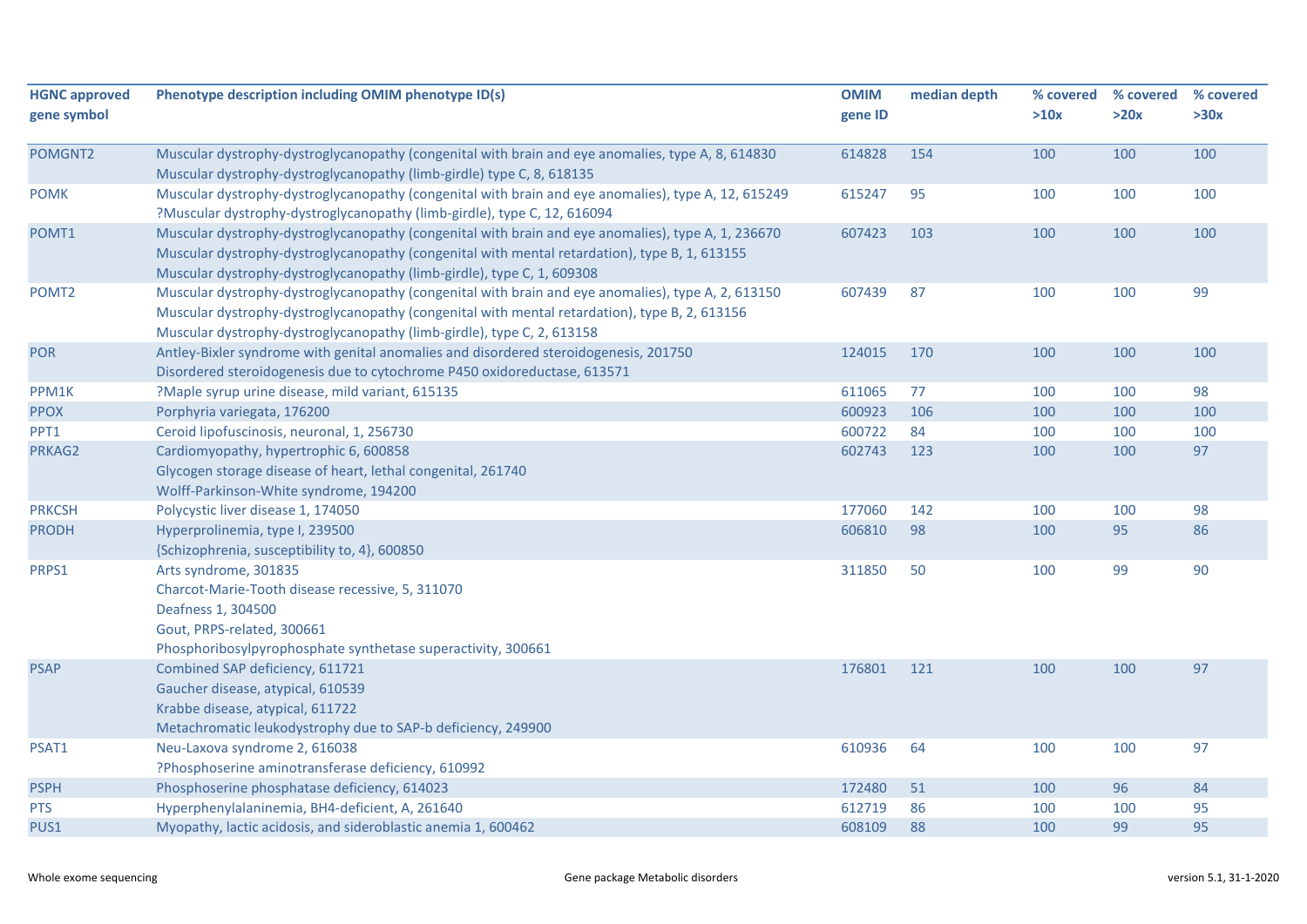| HGNC approved gene symbol | Phenotype description including OMIM phenotype ID(s) | OMIM gene ID | median depth | % covered >10x | % covered >20x | % covered >30x |
|---|---|---|---|---|---|---|
| POMGNT2 | Muscular dystrophy-dystroglycanopathy (congenital with brain and eye anomalies, type A, 8, 614830<br>Muscular dystrophy-dystroglycanopathy (limb-girdle) type C, 8, 618135 | 614828 | 154 | 100 | 100 | 100 |
| POMK | Muscular dystrophy-dystroglycanopathy (congenital with brain and eye anomalies), type A, 12, 615249<br>?Muscular dystrophy-dystroglycanopathy (limb-girdle), type C, 12, 616094 | 615247 | 95 | 100 | 100 | 100 |
| POMT1 | Muscular dystrophy-dystroglycanopathy (congenital with brain and eye anomalies), type A, 1, 236670<br>Muscular dystrophy-dystroglycanopathy (congenital with mental retardation), type B, 1, 613155<br>Muscular dystrophy-dystroglycanopathy (limb-girdle), type C, 1, 609308 | 607423 | 103 | 100 | 100 | 100 |
| POMT2 | Muscular dystrophy-dystroglycanopathy (congenital with brain and eye anomalies), type A, 2, 613150<br>Muscular dystrophy-dystroglycanopathy (congenital with mental retardation), type B, 2, 613156<br>Muscular dystrophy-dystroglycanopathy (limb-girdle), type C, 2, 613158 | 607439 | 87 | 100 | 100 | 99 |
| POR | Antley-Bixler syndrome with genital anomalies and disordered steroidogenesis, 201750<br>Disordered steroidogenesis due to cytochrome P450 oxidoreductase, 613571 | 124015 | 170 | 100 | 100 | 100 |
| PPM1K | ?Maple syrup urine disease, mild variant, 615135 | 611065 | 77 | 100 | 100 | 98 |
| PPOX | Porphyria variegata, 176200 | 600923 | 106 | 100 | 100 | 100 |
| PPT1 | Ceroid lipofuscinosis, neuronal, 1, 256730 | 600722 | 84 | 100 | 100 | 100 |
| PRKAG2 | Cardiomyopathy, hypertrophic 6, 600858<br>Glycogen storage disease of heart, lethal congenital, 261740<br>Wolff-Parkinson-White syndrome, 194200 | 602743 | 123 | 100 | 100 | 97 |
| PRKCSH | Polycystic liver disease 1, 174050 | 177060 | 142 | 100 | 100 | 98 |
| PRODH | Hyperprolinemia, type I, 239500<br>{Schizophrenia, susceptibility to, 4}, 600850 | 606810 | 98 | 100 | 95 | 86 |
| PRPS1 | Arts syndrome, 301835<br>Charcot-Marie-Tooth disease recessive, 5, 311070<br>Deafness 1, 304500<br>Gout, PRPS-related, 300661<br>Phosphoribosylpyrophosphate synthetase superactivity, 300661 | 311850 | 50 | 100 | 99 | 90 |
| PSAP | Combined SAP deficiency, 611721<br>Gaucher disease, atypical, 610539<br>Krabbe disease, atypical, 611722<br>Metachromatic leukodystrophy due to SAP-b deficiency, 249900 | 176801 | 121 | 100 | 100 | 97 |
| PSAT1 | Neu-Laxova syndrome 2, 616038<br>?Phosphoserine aminotransferase deficiency, 610992 | 610936 | 64 | 100 | 100 | 97 |
| PSPH | Phosphoserine phosphatase deficiency, 614023 | 172480 | 51 | 100 | 96 | 84 |
| PTS | Hyperphenylalaninemia, BH4-deficient, A, 261640 | 612719 | 86 | 100 | 100 | 95 |
| PUS1 | Myopathy, lactic acidosis, and sideroblastic anemia 1, 600462 | 608109 | 88 | 100 | 99 | 95 |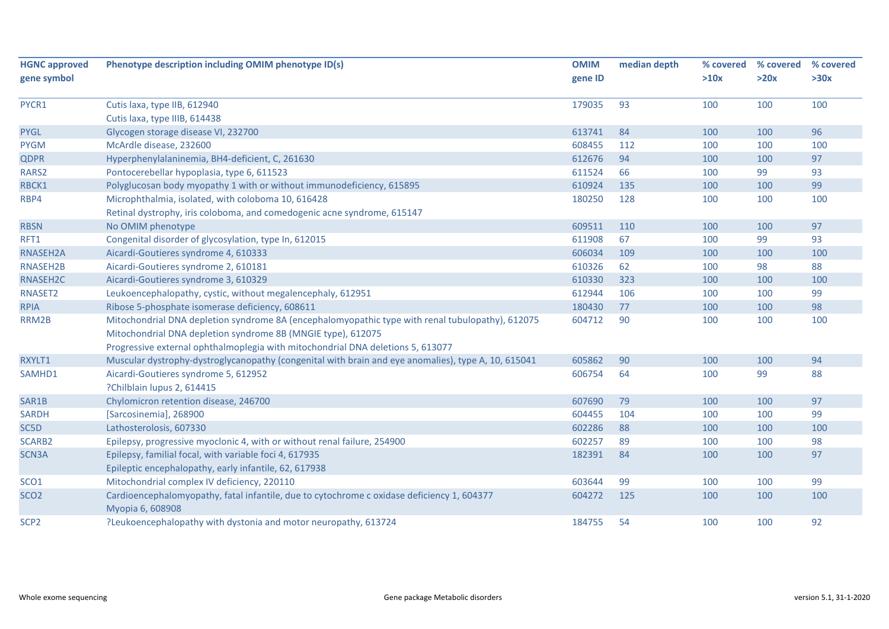| HGNC approved gene symbol | Phenotype description including OMIM phenotype ID(s) | OMIM gene ID | median depth | % covered >10x | % covered >20x | % covered >30x |
|---|---|---|---|---|---|---|
| PYCR1 | Cutis laxa, type IIB, 612940<br>Cutis laxa, type IIIB, 614438 | 179035 | 93 | 100 | 100 | 100 |
| PYGL | Glycogen storage disease VI, 232700 | 613741 | 84 | 100 | 100 | 96 |
| PYGM | McArdle disease, 232600 | 608455 | 112 | 100 | 100 | 100 |
| QDPR | Hyperphenylalaninemia, BH4-deficient, C, 261630 | 612676 | 94 | 100 | 100 | 97 |
| RARS2 | Pontocerebellar hypoplasia, type 6, 611523 | 611524 | 66 | 100 | 99 | 93 |
| RBCK1 | Polyglucosan body myopathy 1 with or without immunodeficiency, 615895 | 610924 | 135 | 100 | 100 | 99 |
| RBP4 | Microphthalmia, isolated, with coloboma 10, 616428<br>Retinal dystrophy, iris coloboma, and comedogenic acne syndrome, 615147 | 180250 | 128 | 100 | 100 | 100 |
| RBSN | No OMIM phenotype | 609511 | 110 | 100 | 100 | 97 |
| RFT1 | Congenital disorder of glycosylation, type In, 612015 | 611908 | 67 | 100 | 99 | 93 |
| RNASEH2A | Aicardi-Goutieres syndrome 4, 610333 | 606034 | 109 | 100 | 100 | 100 |
| RNASEH2B | Aicardi-Goutieres syndrome 2, 610181 | 610326 | 62 | 100 | 98 | 88 |
| RNASEH2C | Aicardi-Goutieres syndrome 3, 610329 | 610330 | 323 | 100 | 100 | 100 |
| RNASET2 | Leukoencephalopathy, cystic, without megalencephaly, 612951 | 612944 | 106 | 100 | 100 | 99 |
| RPIA | Ribose 5-phosphate isomerase deficiency, 608611 | 180430 | 77 | 100 | 100 | 98 |
| RRM2B | Mitochondrial DNA depletion syndrome 8A (encephalomyopathic type with renal tubulopathy), 612075<br>Mitochondrial DNA depletion syndrome 8B (MNGIE type), 612075<br>Progressive external ophthalmoplegia with mitochondrial DNA deletions 5, 613077 | 604712 | 90 | 100 | 100 | 100 |
| RXYLT1 | Muscular dystrophy-dystroglycanopathy (congenital with brain and eye anomalies), type A, 10, 615041 | 605862 | 90 | 100 | 100 | 94 |
| SAMHD1 | Aicardi-Goutieres syndrome 5, 612952<br>?Chilblain lupus 2, 614415 | 606754 | 64 | 100 | 99 | 88 |
| SAR1B | Chylomicron retention disease, 246700 | 607690 | 79 | 100 | 100 | 97 |
| SARDH | [Sarcosinemia], 268900 | 604455 | 104 | 100 | 100 | 99 |
| SC5D | Lathosterolosis, 607330 | 602286 | 88 | 100 | 100 | 100 |
| SCARB2 | Epilepsy, progressive myoclonic 4, with or without renal failure, 254900 | 602257 | 89 | 100 | 100 | 98 |
| SCN3A | Epilepsy, familial focal, with variable foci 4, 617935<br>Epileptic encephalopathy, early infantile, 62, 617938 | 182391 | 84 | 100 | 100 | 97 |
| SCO1 | Mitochondrial complex IV deficiency, 220110 | 603644 | 99 | 100 | 100 | 99 |
| SCO2 | Cardioencephalomyopathy, fatal infantile, due to cytochrome c oxidase deficiency 1, 604377<br>Myopia 6, 608908 | 604272 | 125 | 100 | 100 | 100 |
| SCP2 | ?Leukoencephalopathy with dystonia and motor neuropathy, 613724 | 184755 | 54 | 100 | 100 | 92 |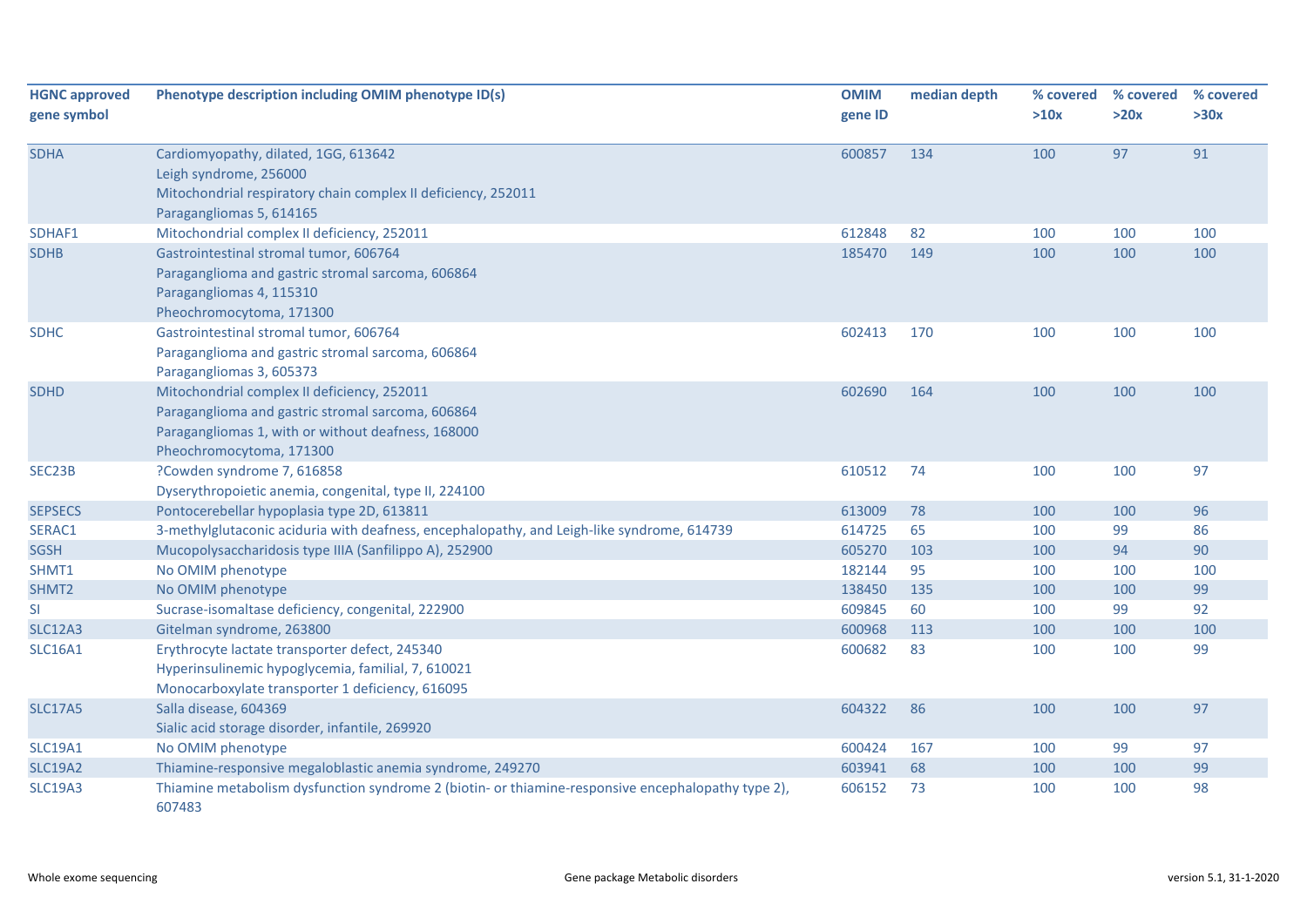| HGNC approved gene symbol | Phenotype description including OMIM phenotype ID(s) | OMIM gene ID | median depth | % covered >10x | % covered >20x | % covered >30x |
|---|---|---|---|---|---|---|
| SDHA | Cardiomyopathy, dilated, 1GG, 613642<br>Leigh syndrome, 256000<br>Mitochondrial respiratory chain complex II deficiency, 252011<br>Paragangliomas 5, 614165 | 600857 | 134 | 100 | 97 | 91 |
| SDHAF1 | Mitochondrial complex II deficiency, 252011 | 612848 | 82 | 100 | 100 | 100 |
| SDHB | Gastrointestinal stromal tumor, 606764<br>Paraganglioma and gastric stromal sarcoma, 606864<br>Paragangliomas 4, 115310<br>Pheochromocytoma, 171300 | 185470 | 149 | 100 | 100 | 100 |
| SDHC | Gastrointestinal stromal tumor, 606764<br>Paraganglioma and gastric stromal sarcoma, 606864<br>Paragangliomas 3, 605373 | 602413 | 170 | 100 | 100 | 100 |
| SDHD | Mitochondrial complex II deficiency, 252011<br>Paraganglioma and gastric stromal sarcoma, 606864<br>Paragangliomas 1, with or without deafness, 168000<br>Pheochromocytoma, 171300 | 602690 | 164 | 100 | 100 | 100 |
| SEC23B | ?Cowden syndrome 7, 616858<br>Dyserythropoietic anemia, congenital, type II, 224100 | 610512 | 74 | 100 | 100 | 97 |
| SEPSECS | Pontocerebellar hypoplasia type 2D, 613811 | 613009 | 78 | 100 | 100 | 96 |
| SERAC1 | 3-methylglutaconic aciduria with deafness, encephalopathy, and Leigh-like syndrome, 614739 | 614725 | 65 | 100 | 99 | 86 |
| SGSH | Mucopolysaccharidosis type IIIA (Sanfilippo A), 252900 | 605270 | 103 | 100 | 94 | 90 |
| SHMT1 | No OMIM phenotype | 182144 | 95 | 100 | 100 | 100 |
| SHMT2 | No OMIM phenotype | 138450 | 135 | 100 | 100 | 99 |
| SI | Sucrase-isomaltase deficiency, congenital, 222900 | 609845 | 60 | 100 | 99 | 92 |
| SLC12A3 | Gitelman syndrome, 263800 | 600968 | 113 | 100 | 100 | 100 |
| SLC16A1 | Erythrocyte lactate transporter defect, 245340<br>Hyperinsulinemic hypoglycemia, familial, 7, 610021<br>Monocarboxylate transporter 1 deficiency, 616095 | 600682 | 83 | 100 | 100 | 99 |
| SLC17A5 | Salla disease, 604369<br>Sialic acid storage disorder, infantile, 269920 | 604322 | 86 | 100 | 100 | 97 |
| SLC19A1 | No OMIM phenotype | 600424 | 167 | 100 | 99 | 97 |
| SLC19A2 | Thiamine-responsive megaloblastic anemia syndrome, 249270 | 603941 | 68 | 100 | 100 | 99 |
| SLC19A3 | Thiamine metabolism dysfunction syndrome 2 (biotin- or thiamine-responsive encephalopathy type 2), 607483 | 606152 | 73 | 100 | 100 | 98 |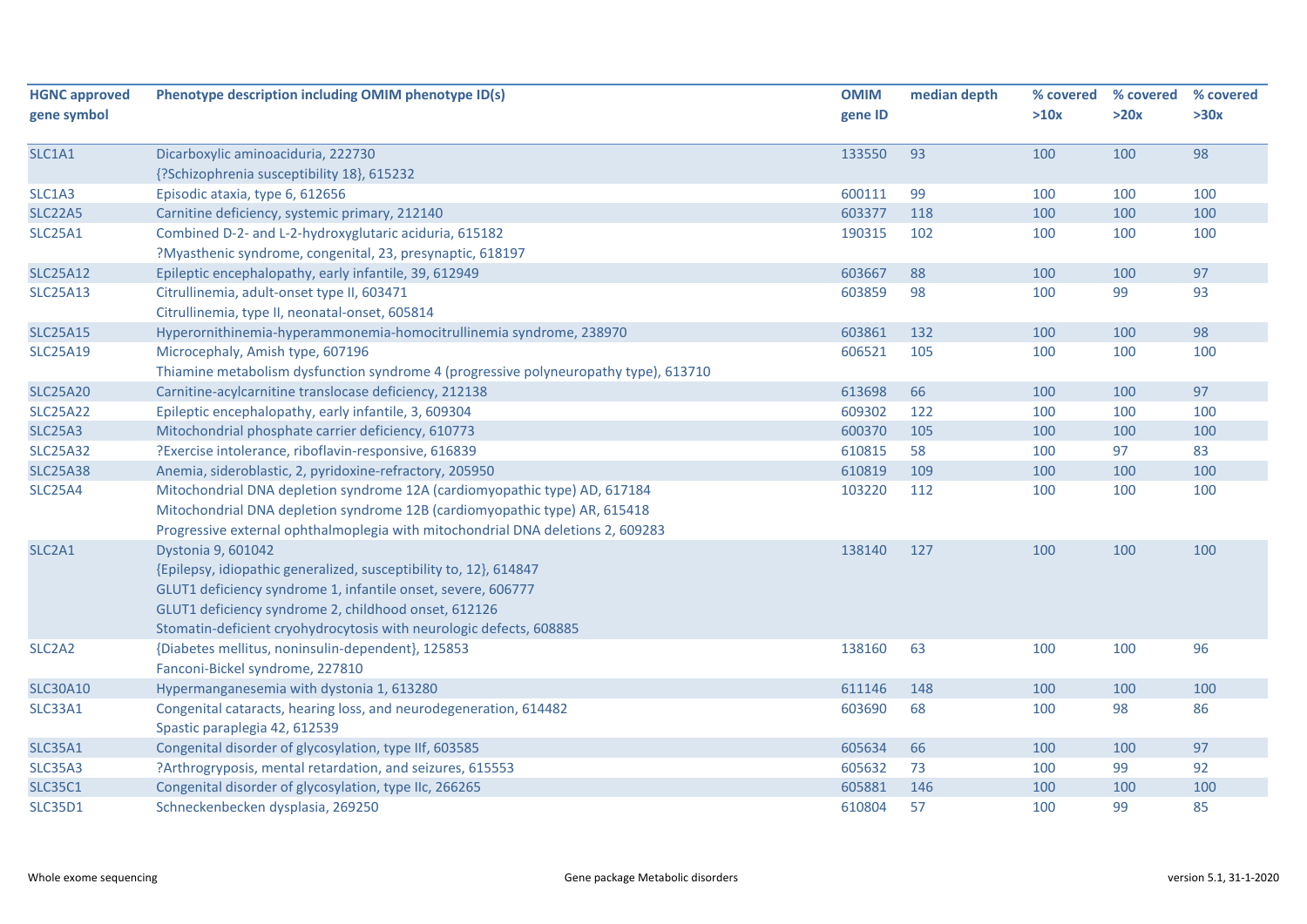| HGNC approved gene symbol | Phenotype description including OMIM phenotype ID(s) | OMIM gene ID | median depth | % covered >10x | % covered >20x | % covered >30x |
|---|---|---|---|---|---|---|
| SLC1A1 | Dicarboxylic aminoaciduria, 222730<br>{?Schizophrenia susceptibility 18}, 615232 | 133550 | 93 | 100 | 100 | 98 |
| SLC1A3 | Episodic ataxia, type 6, 612656 | 600111 | 99 | 100 | 100 | 100 |
| SLC22A5 | Carnitine deficiency, systemic primary, 212140 | 603377 | 118 | 100 | 100 | 100 |
| SLC25A1 | Combined D-2- and L-2-hydroxyglutaric aciduria, 615182<br>?Myasthenic syndrome, congenital, 23, presynaptic, 618197 | 190315 | 102 | 100 | 100 | 100 |
| SLC25A12 | Epileptic encephalopathy, early infantile, 39, 612949 | 603667 | 88 | 100 | 100 | 97 |
| SLC25A13 | Citrullinemia, adult-onset type II, 603471<br>Citrullinemia, type II, neonatal-onset, 605814 | 603859 | 98 | 100 | 99 | 93 |
| SLC25A15 | Hyperornithinemia-hyperammonemia-homocitrullinemia syndrome, 238970 | 603861 | 132 | 100 | 100 | 98 |
| SLC25A19 | Microcephaly, Amish type, 607196<br>Thiamine metabolism dysfunction syndrome 4 (progressive polyneuropathy type), 613710 | 606521 | 105 | 100 | 100 | 100 |
| SLC25A20 | Carnitine-acylcarnitine translocase deficiency, 212138 | 613698 | 66 | 100 | 100 | 97 |
| SLC25A22 | Epileptic encephalopathy, early infantile, 3, 609304 | 609302 | 122 | 100 | 100 | 100 |
| SLC25A3 | Mitochondrial phosphate carrier deficiency, 610773 | 600370 | 105 | 100 | 100 | 100 |
| SLC25A32 | ?Exercise intolerance, riboflavin-responsive, 616839 | 610815 | 58 | 100 | 97 | 83 |
| SLC25A38 | Anemia, sideroblastic, 2, pyridoxine-refractory, 205950 | 610819 | 109 | 100 | 100 | 100 |
| SLC25A4 | Mitochondrial DNA depletion syndrome 12A (cardiomyopathic type) AD, 617184<br>Mitochondrial DNA depletion syndrome 12B (cardiomyopathic type) AR, 615418<br>Progressive external ophthalmoplegia with mitochondrial DNA deletions 2, 609283 | 103220 | 112 | 100 | 100 | 100 |
| SLC2A1 | Dystonia 9, 601042<br>{Epilepsy, idiopathic generalized, susceptibility to, 12}, 614847<br>GLUT1 deficiency syndrome 1, infantile onset, severe, 606777<br>GLUT1 deficiency syndrome 2, childhood onset, 612126<br>Stomatin-deficient cryohydrocytosis with neurologic defects, 608885 | 138140 | 127 | 100 | 100 | 100 |
| SLC2A2 | {Diabetes mellitus, noninsulin-dependent}, 125853<br>Fanconi-Bickel syndrome, 227810 | 138160 | 63 | 100 | 100 | 96 |
| SLC30A10 | Hypermanganesemia with dystonia 1, 613280 | 611146 | 148 | 100 | 100 | 100 |
| SLC33A1 | Congenital cataracts, hearing loss, and neurodegeneration, 614482<br>Spastic paraplegia 42, 612539 | 603690 | 68 | 100 | 98 | 86 |
| SLC35A1 | Congenital disorder of glycosylation, type IIf, 603585 | 605634 | 66 | 100 | 100 | 97 |
| SLC35A3 | ?Arthrogryposis, mental retardation, and seizures, 615553 | 605632 | 73 | 100 | 99 | 92 |
| SLC35C1 | Congenital disorder of glycosylation, type IIc, 266265 | 605881 | 146 | 100 | 100 | 100 |
| SLC35D1 | Schneckenbecken dysplasia, 269250 | 610804 | 57 | 100 | 99 | 85 |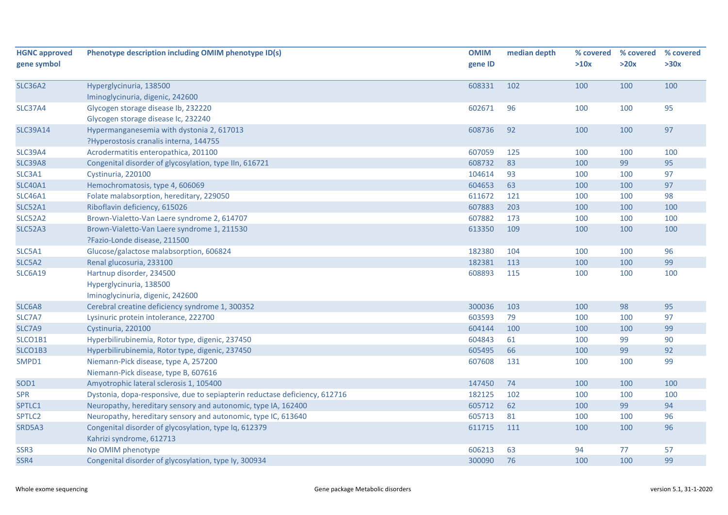| HGNC approved gene symbol | Phenotype description including OMIM phenotype ID(s) | OMIM gene ID | median depth | % covered >10x | % covered >20x | % covered >30x |
|---|---|---|---|---|---|---|
| SLC36A2 | Hyperglycinuria, 138500<br>Iminoglycinuria, digenic, 242600 | 608331 | 102 | 100 | 100 | 100 |
| SLC37A4 | Glycogen storage disease Ib, 232220<br>Glycogen storage disease Ic, 232240 | 602671 | 96 | 100 | 100 | 95 |
| SLC39A14 | Hypermanganesemia with dystonia 2, 617013<br>?Hyperostosis cranalis interna, 144755 | 608736 | 92 | 100 | 100 | 97 |
| SLC39A4 | Acrodermatitis enteropathica, 201100 | 607059 | 125 | 100 | 100 | 100 |
| SLC39A8 | Congenital disorder of glycosylation, type IIn, 616721 | 608732 | 83 | 100 | 99 | 95 |
| SLC3A1 | Cystinuria, 220100 | 104614 | 93 | 100 | 100 | 97 |
| SLC40A1 | Hemochromatosis, type 4, 606069 | 604653 | 63 | 100 | 100 | 97 |
| SLC46A1 | Folate malabsorption, hereditary, 229050 | 611672 | 121 | 100 | 100 | 98 |
| SLC52A1 | Riboflavin deficiency, 615026 | 607883 | 203 | 100 | 100 | 100 |
| SLC52A2 | Brown-Vialetto-Van Laere syndrome 2, 614707 | 607882 | 173 | 100 | 100 | 100 |
| SLC52A3 | Brown-Vialetto-Van Laere syndrome 1, 211530<br>?Fazio-Londe disease, 211500 | 613350 | 109 | 100 | 100 | 100 |
| SLC5A1 | Glucose/galactose malabsorption, 606824 | 182380 | 104 | 100 | 100 | 96 |
| SLC5A2 | Renal glucosuria, 233100 | 182381 | 113 | 100 | 100 | 99 |
| SLC6A19 | Hartnup disorder, 234500<br>Hyperglycinuria, 138500<br>Iminoglycinuria, digenic, 242600 | 608893 | 115 | 100 | 100 | 100 |
| SLC6A8 | Cerebral creatine deficiency syndrome 1, 300352 | 300036 | 103 | 100 | 98 | 95 |
| SLC7A7 | Lysinuric protein intolerance, 222700 | 603593 | 79 | 100 | 100 | 97 |
| SLC7A9 | Cystinuria, 220100 | 604144 | 100 | 100 | 100 | 99 |
| SLCO1B1 | Hyperbilirubinemia, Rotor type, digenic, 237450 | 604843 | 61 | 100 | 99 | 90 |
| SLCO1B3 | Hyperbilirubinemia, Rotor type, digenic, 237450 | 605495 | 66 | 100 | 99 | 92 |
| SMPD1 | Niemann-Pick disease, type A, 257200<br>Niemann-Pick disease, type B, 607616 | 607608 | 131 | 100 | 100 | 99 |
| SOD1 | Amyotrophic lateral sclerosis 1, 105400 | 147450 | 74 | 100 | 100 | 100 |
| SPR | Dystonia, dopa-responsive, due to sepiapterin reductase deficiency, 612716 | 182125 | 102 | 100 | 100 | 100 |
| SPTLC1 | Neuropathy, hereditary sensory and autonomic, type IA, 162400 | 605712 | 62 | 100 | 99 | 94 |
| SPTLC2 | Neuropathy, hereditary sensory and autonomic, type IC, 613640 | 605713 | 81 | 100 | 100 | 96 |
| SRD5A3 | Congenital disorder of glycosylation, type Iq, 612379<br>Kahrizi syndrome, 612713 | 611715 | 111 | 100 | 100 | 96 |
| SSR3 | No OMIM phenotype | 606213 | 63 | 94 | 77 | 57 |
| SSR4 | Congenital disorder of glycosylation, type Iy, 300934 | 300090 | 76 | 100 | 100 | 99 |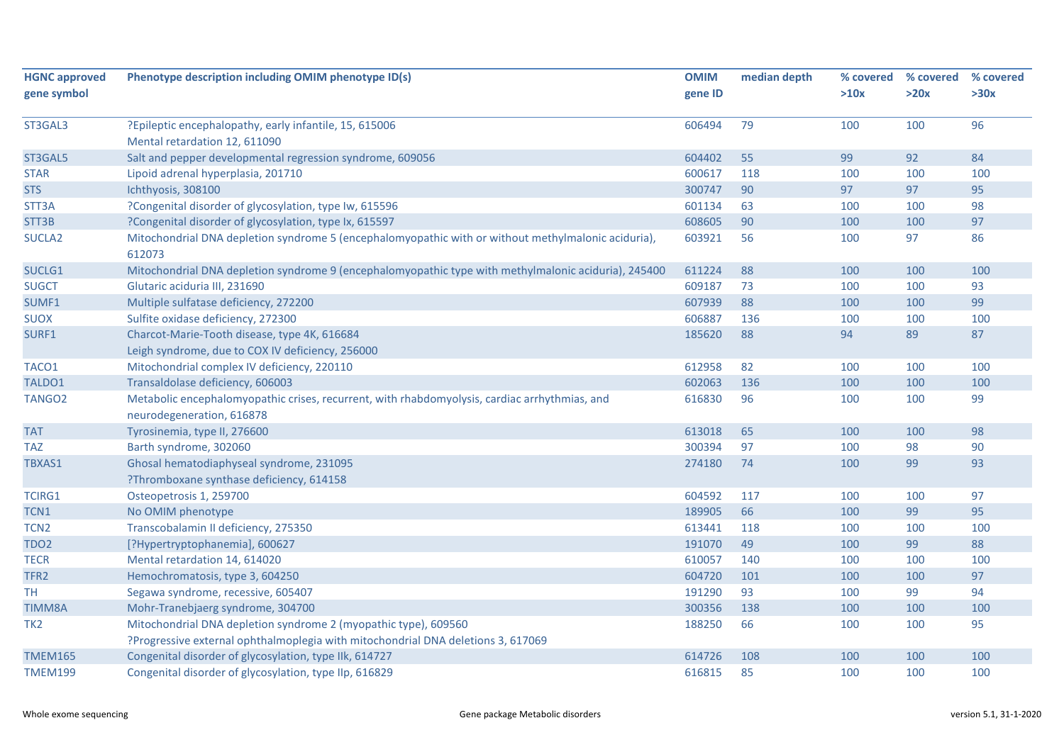| HGNC approved gene symbol | Phenotype description including OMIM phenotype ID(s) | OMIM gene ID | median depth | % covered >10x | % covered >20x | % covered >30x |
|---|---|---|---|---|---|---|
| ST3GAL3 | ?Epileptic encephalopathy, early infantile, 15, 615006<br>Mental retardation 12, 611090 | 606494 | 79 | 100 | 100 | 96 |
| ST3GAL5 | Salt and pepper developmental regression syndrome, 609056 | 604402 | 55 | 99 | 92 | 84 |
| STAR | Lipoid adrenal hyperplasia, 201710 | 600617 | 118 | 100 | 100 | 100 |
| STS | Ichthyosis, 308100 | 300747 | 90 | 97 | 97 | 95 |
| STT3A | ?Congenital disorder of glycosylation, type Iw, 615596 | 601134 | 63 | 100 | 100 | 98 |
| STT3B | ?Congenital disorder of glycosylation, type Ix, 615597 | 608605 | 90 | 100 | 100 | 97 |
| SUCLA2 | Mitochondrial DNA depletion syndrome 5 (encephalomyopathic with or without methylmalonic aciduria), 612073 | 603921 | 56 | 100 | 97 | 86 |
| SUCLG1 | Mitochondrial DNA depletion syndrome 9 (encephalomyopathic type with methylmalonic aciduria), 245400 | 611224 | 88 | 100 | 100 | 100 |
| SUGCT | Glutaric aciduria III, 231690 | 609187 | 73 | 100 | 100 | 93 |
| SUMF1 | Multiple sulfatase deficiency, 272200 | 607939 | 88 | 100 | 100 | 99 |
| SUOX | Sulfite oxidase deficiency, 272300 | 606887 | 136 | 100 | 100 | 100 |
| SURF1 | Charcot-Marie-Tooth disease, type 4K, 616684<br>Leigh syndrome, due to COX IV deficiency, 256000 | 185620 | 88 | 94 | 89 | 87 |
| TACO1 | Mitochondrial complex IV deficiency, 220110 | 612958 | 82 | 100 | 100 | 100 |
| TALDO1 | Transaldolase deficiency, 606003 | 602063 | 136 | 100 | 100 | 100 |
| TANGO2 | Metabolic encephalomyopathic crises, recurrent, with rhabdomyolysis, cardiac arrhythmias, and neurodegeneration, 616878 | 616830 | 96 | 100 | 100 | 99 |
| TAT | Tyrosinemia, type II, 276600 | 613018 | 65 | 100 | 100 | 98 |
| TAZ | Barth syndrome, 302060 | 300394 | 97 | 100 | 98 | 90 |
| TBXAS1 | Ghosal hematodiaphyseal syndrome, 231095<br>?Thromboxane synthase deficiency, 614158 | 274180 | 74 | 100 | 99 | 93 |
| TCIRG1 | Osteopetrosis 1, 259700 | 604592 | 117 | 100 | 100 | 97 |
| TCN1 | No OMIM phenotype | 189905 | 66 | 100 | 99 | 95 |
| TCN2 | Transcobalamin II deficiency, 275350 | 613441 | 118 | 100 | 100 | 100 |
| TDO2 | [?Hypertryptophanemia], 600627 | 191070 | 49 | 100 | 99 | 88 |
| TECR | Mental retardation 14, 614020 | 610057 | 140 | 100 | 100 | 100 |
| TFR2 | Hemochromatosis, type 3, 604250 | 604720 | 101 | 100 | 100 | 97 |
| TH | Segawa syndrome, recessive, 605407 | 191290 | 93 | 100 | 99 | 94 |
| TIMM8A | Mohr-Tranebjaerg syndrome, 304700 | 300356 | 138 | 100 | 100 | 100 |
| TK2 | Mitochondrial DNA depletion syndrome 2 (myopathic type), 609560<br>?Progressive external ophthalmoplegia with mitochondrial DNA deletions 3, 617069 | 188250 | 66 | 100 | 100 | 95 |
| TMEM165 | Congenital disorder of glycosylation, type IIk, 614727 | 614726 | 108 | 100 | 100 | 100 |
| TMEM199 | Congenital disorder of glycosylation, type IIp, 616829 | 616815 | 85 | 100 | 100 | 100 |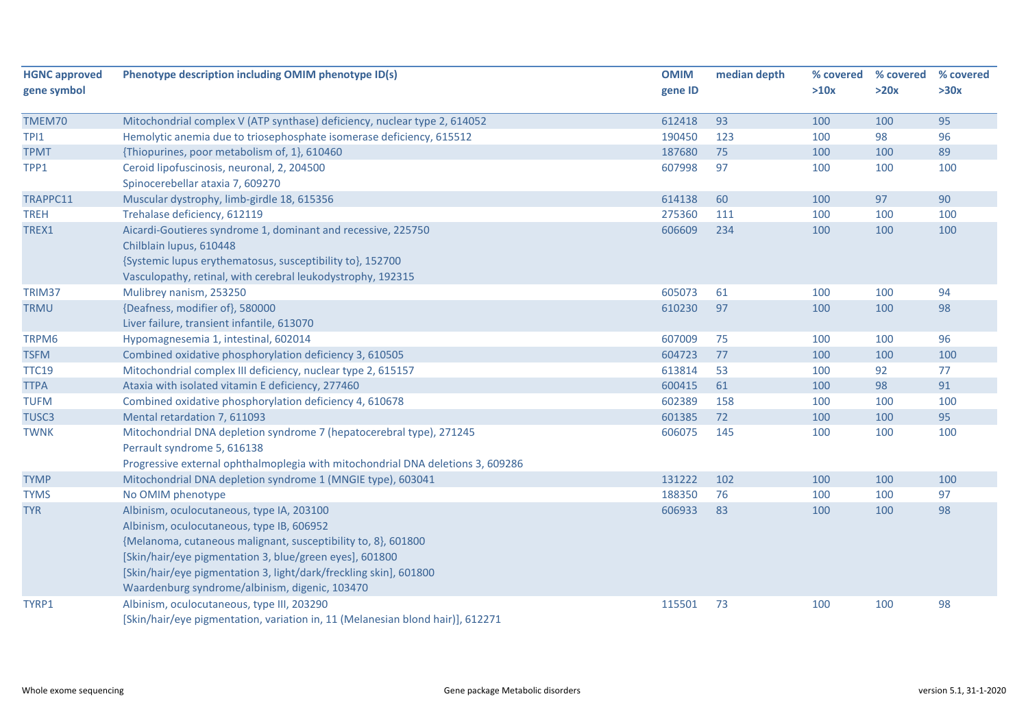| HGNC approved gene symbol | Phenotype description including OMIM phenotype ID(s) | OMIM gene ID | median depth | % covered >10x | % covered >20x | % covered >30x |
|---|---|---|---|---|---|---|
| TMEM70 | Mitochondrial complex V (ATP synthase) deficiency, nuclear type 2, 614052 | 612418 | 93 | 100 | 100 | 95 |
| TPI1 | Hemolytic anemia due to triosephosphate isomerase deficiency, 615512 | 190450 | 123 | 100 | 98 | 96 |
| TPMT | {Thiopurines, poor metabolism of, 1}, 610460 | 187680 | 75 | 100 | 100 | 89 |
| TPP1 | Ceroid lipofuscinosis, neuronal, 2, 204500<br>Spinocerebellar ataxia 7, 609270 | 607998 | 97 | 100 | 100 | 100 |
| TRAPPC11 | Muscular dystrophy, limb-girdle 18, 615356 | 614138 | 60 | 100 | 97 | 90 |
| TREH | Trehalase deficiency, 612119 | 275360 | 111 | 100 | 100 | 100 |
| TREX1 | Aicardi-Goutieres syndrome 1, dominant and recessive, 225750<br>Chilblain lupus, 610448<br>{Systemic lupus erythematosus, susceptibility to}, 152700<br>Vasculopathy, retinal, with cerebral leukodystrophy, 192315 | 606609 | 234 | 100 | 100 | 100 |
| TRIM37 | Mulibrey nanism, 253250 | 605073 | 61 | 100 | 100 | 94 |
| TRMU | {Deafness, modifier of}, 580000<br>Liver failure, transient infantile, 613070 | 610230 | 97 | 100 | 100 | 98 |
| TRPM6 | Hypomagnesemia 1, intestinal, 602014 | 607009 | 75 | 100 | 100 | 96 |
| TSFM | Combined oxidative phosphorylation deficiency 3, 610505 | 604723 | 77 | 100 | 100 | 100 |
| TTC19 | Mitochondrial complex III deficiency, nuclear type 2, 615157 | 613814 | 53 | 100 | 92 | 77 |
| TTPA | Ataxia with isolated vitamin E deficiency, 277460 | 600415 | 61 | 100 | 98 | 91 |
| TUFM | Combined oxidative phosphorylation deficiency 4, 610678 | 602389 | 158 | 100 | 100 | 100 |
| TUSC3 | Mental retardation 7, 611093 | 601385 | 72 | 100 | 100 | 95 |
| TWNK | Mitochondrial DNA depletion syndrome 7 (hepatocerebral type), 271245<br>Perrault syndrome 5, 616138<br>Progressive external ophthalmoplegia with mitochondrial DNA deletions 3, 609286 | 606075 | 145 | 100 | 100 | 100 |
| TYMP | Mitochondrial DNA depletion syndrome 1 (MNGIE type), 603041 | 131222 | 102 | 100 | 100 | 100 |
| TYMS | No OMIM phenotype | 188350 | 76 | 100 | 100 | 97 |
| TYR | Albinism, oculocutaneous, type IA, 203100<br>Albinism, oculocutaneous, type IB, 606952<br>{Melanoma, cutaneous malignant, susceptibility to, 8}, 601800<br>[Skin/hair/eye pigmentation 3, blue/green eyes], 601800<br>[Skin/hair/eye pigmentation 3, light/dark/freckling skin], 601800<br>Waardenburg syndrome/albinism, digenic, 103470 | 606933 | 83 | 100 | 100 | 98 |
| TYRP1 | Albinism, oculocutaneous, type III, 203290<br>[Skin/hair/eye pigmentation, variation in, 11 (Melanesian blond hair)], 612271 | 115501 | 73 | 100 | 100 | 98 |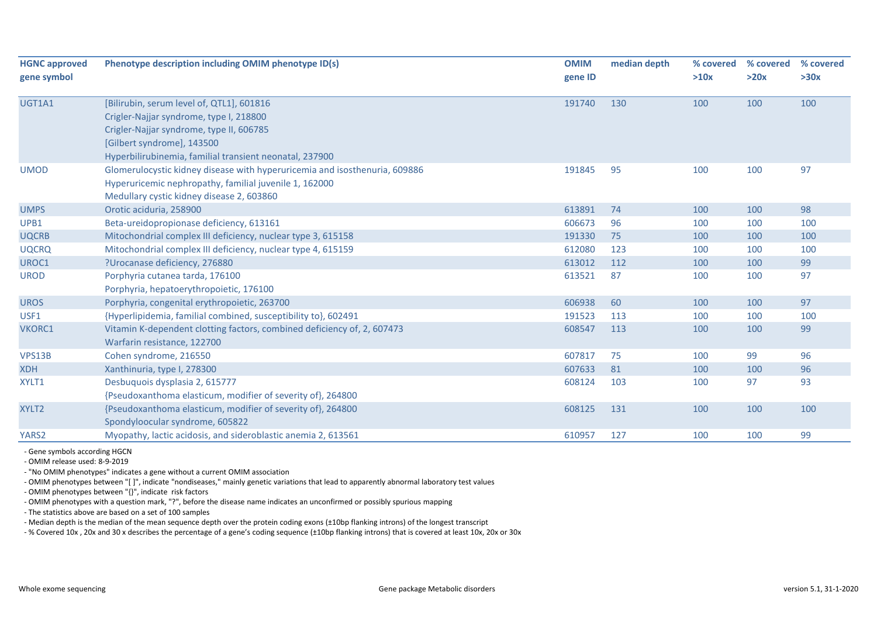| HGNC approved gene symbol | Phenotype description including OMIM phenotype ID(s) | OMIM gene ID | median depth | % covered >10x | % covered >20x | % covered >30x |
|---|---|---|---|---|---|---|
| UGT1A1 | [Bilirubin, serum level of, QTL1], 601816<br>Crigler-Najjar syndrome, type I, 218800<br>Crigler-Najjar syndrome, type II, 606785<br>[Gilbert syndrome], 143500<br>Hyperbilirubinemia, familial transient neonatal, 237900 | 191740 | 130 | 100 | 100 | 100 |
| UMOD | Glomerulocystic kidney disease with hyperuricemia and isosthenuria, 609886<br>Hyperuricemic nephropathy, familial juvenile 1, 162000<br>Medullary cystic kidney disease 2, 603860 | 191845 | 95 | 100 | 100 | 97 |
| UMPS | Orotic aciduria, 258900 | 613891 | 74 | 100 | 100 | 98 |
| UPB1 | Beta-ureidopropionase deficiency, 613161 | 606673 | 96 | 100 | 100 | 100 |
| UQCRB | Mitochondrial complex III deficiency, nuclear type 3, 615158 | 191330 | 75 | 100 | 100 | 100 |
| UQCRQ | Mitochondrial complex III deficiency, nuclear type 4, 615159 | 612080 | 123 | 100 | 100 | 100 |
| UROC1 | ?Urocanase deficiency, 276880 | 613012 | 112 | 100 | 100 | 99 |
| UROD | Porphyria cutanea tarda, 176100<br>Porphyria, hepatoerythropoietic, 176100 | 613521 | 87 | 100 | 100 | 97 |
| UROS | Porphyria, congenital erythropoietic, 263700 | 606938 | 60 | 100 | 100 | 97 |
| USF1 | {Hyperlipidemia, familial combined, susceptibility to}, 602491 | 191523 | 113 | 100 | 100 | 100 |
| VKORC1 | Vitamin K-dependent clotting factors, combined deficiency of, 2, 607473<br>Warfarin resistance, 122700 | 608547 | 113 | 100 | 100 | 99 |
| VPS13B | Cohen syndrome, 216550 | 607817 | 75 | 100 | 99 | 96 |
| XDH | Xanthinuria, type I, 278300 | 607633 | 81 | 100 | 100 | 96 |
| XYLT1 | Desbuquois dysplasia 2, 615777<br>{Pseudoxanthoma elasticum, modifier of severity of}, 264800 | 608124 | 103 | 100 | 97 | 93 |
| XYLT2 | {Pseudoxanthoma elasticum, modifier of severity of}, 264800<br>Spondyloocular syndrome, 605822 | 608125 | 131 | 100 | 100 | 100 |
| YARS2 | Myopathy, lactic acidosis, and sideroblastic anemia 2, 613561 | 610957 | 127 | 100 | 100 | 99 |

- Gene symbols according HGCN
- OMIM release used: 8-9-2019
- "No OMIM phenotypes" indicates a gene without a current OMIM association
- OMIM phenotypes between "[ ]", indicate "nondiseases," mainly genetic variations that lead to apparently abnormal laboratory test values
- OMIM phenotypes between "{}", indicate risk factors
- OMIM phenotypes with a question mark, "?", before the disease name indicates an unconfirmed or possibly spurious mapping
- The statistics above are based on a set of 100 samples
- Median depth is the median of the mean sequence depth over the protein coding exons (±10bp flanking introns) of the longest transcript
- % Covered 10x , 20x and 30 x describes the percentage of a gene's coding sequence (±10bp flanking introns) that is covered at least 10x, 20x or 30x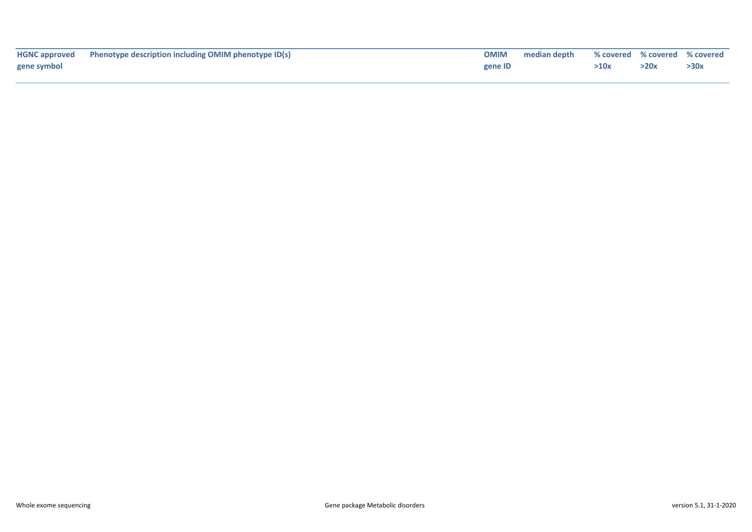| HGNC approved gene symbol | Phenotype description including OMIM phenotype ID(s) | OMIM gene ID | median depth | % covered >10x | % covered >20x | % covered >30x |
|---|---|---|---|---|---|---|